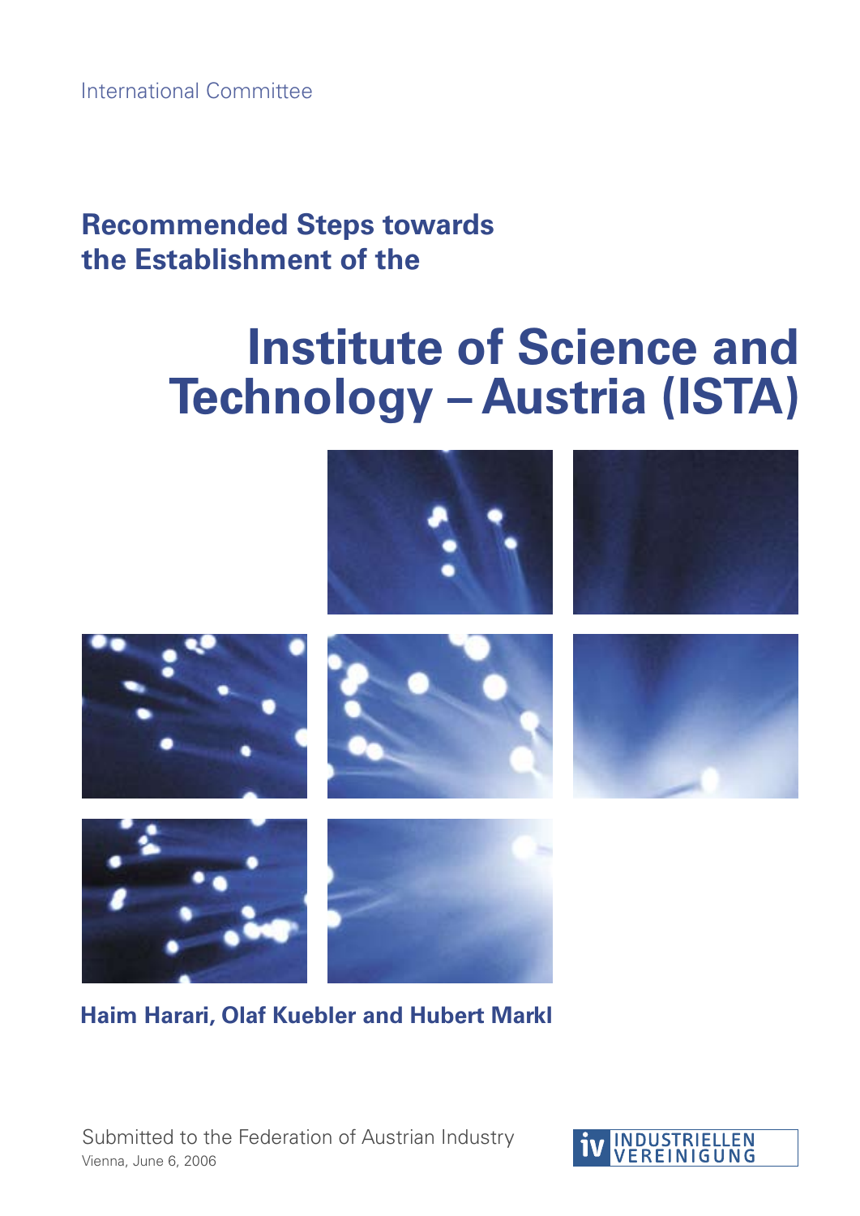International Committee

## Recommended Steps towards the Establishment of the

# Institute of Science and Technology – Austria (ISTA)

**Haim Harari, Olaf Kuebler and Hubert Markl**

Submitted to the Federation of Austrian Industry

Vienna, June 6, 2006

IV INDUSTRIELLEN VEREINIGUNG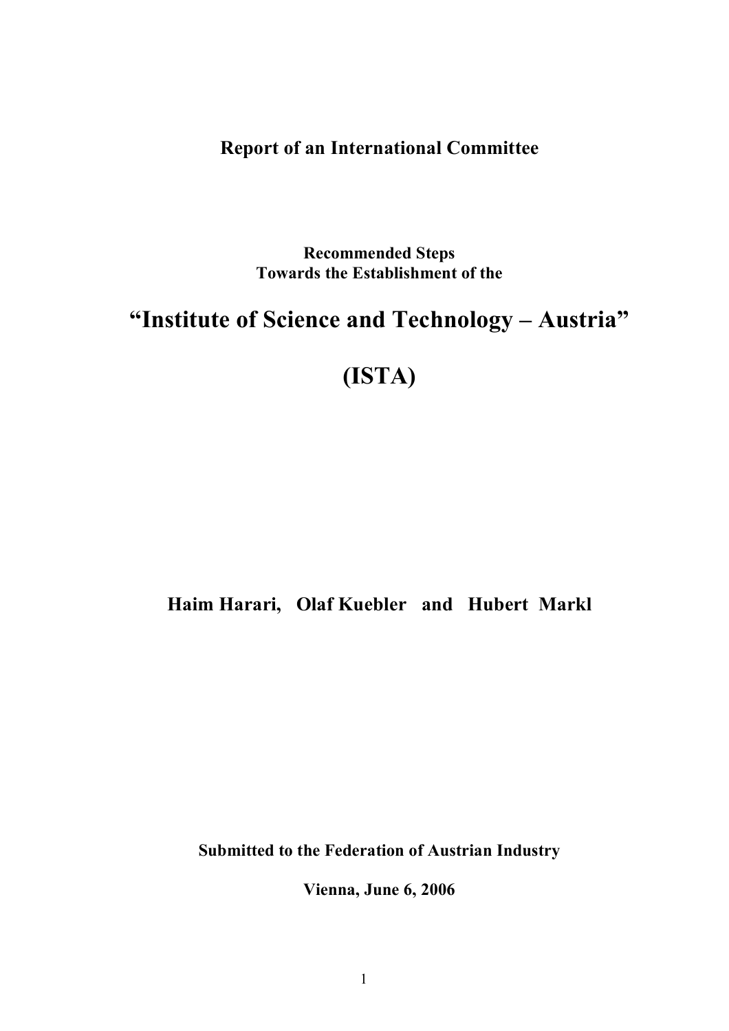**Report of an International Committee**

**Recommended Steps**
**Towards the Establishment of the**

# "Institute of Science and Technology – Austria"

# (ISTA)

**Haim Harari, Olaf Kuebler and Hubert Markl**

**Submitted to the Federation of Austrian Industry**

**Vienna, June 6, 2006**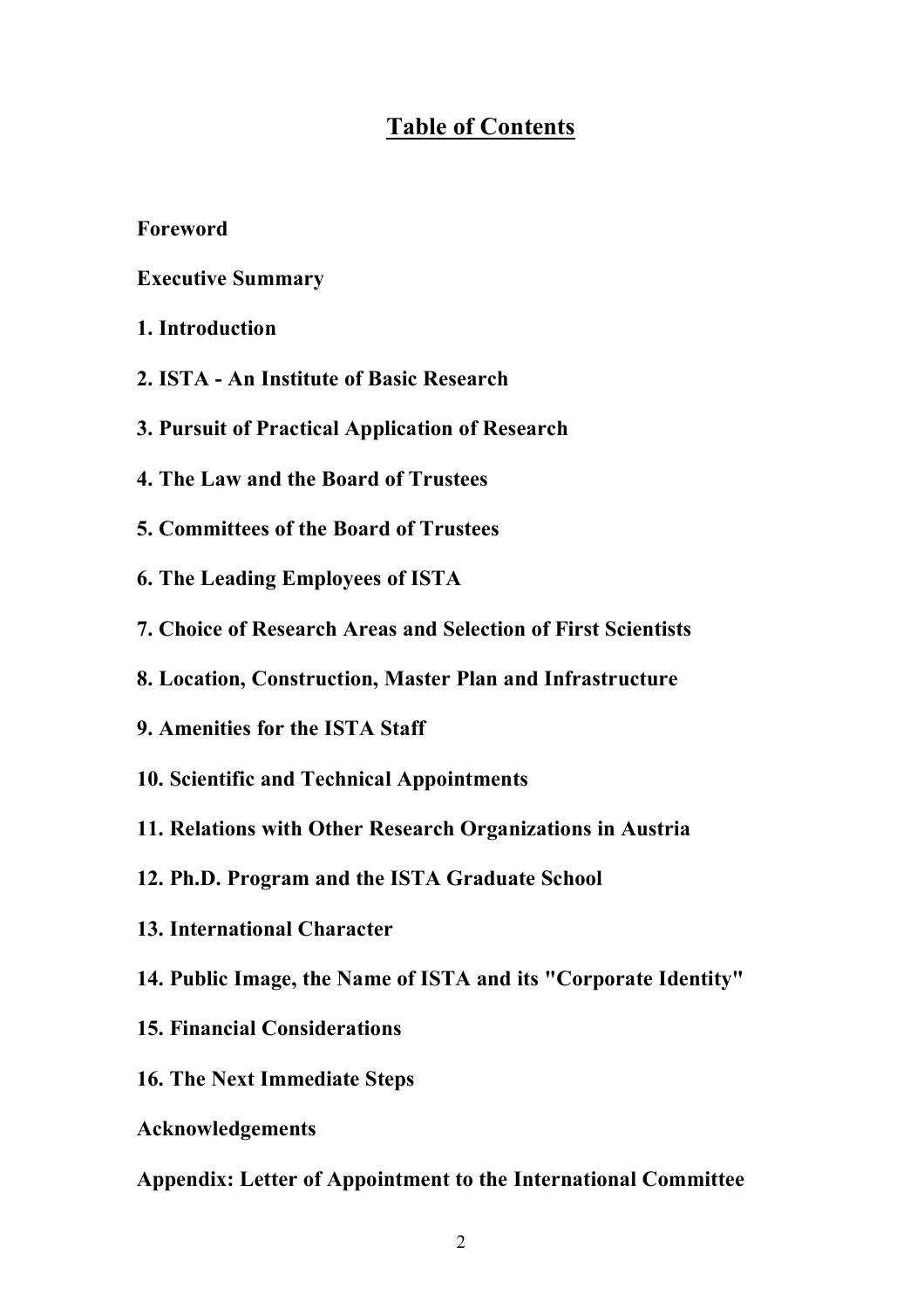# Table of Contents

**Foreword**

**Executive Summary**

**1. Introduction**

**2. ISTA - An Institute of Basic Research**

**3. Pursuit of Practical Application of Research**

**4. The Law and the Board of Trustees**

**5. Committees of the Board of Trustees**

**6. The Leading Employees of ISTA**

**7. Choice of Research Areas and Selection of First Scientists**

**8. Location, Construction, Master Plan and Infrastructure**

**9. Amenities for the ISTA Staff**

**10. Scientific and Technical Appointments**

**11. Relations with Other Research Organizations in Austria**

**12. Ph.D. Program and the ISTA Graduate School**

**13. International Character**

**14. Public Image, the Name of ISTA and its "Corporate Identity"**

**15. Financial Considerations**

**16. The Next Immediate Steps**

**Acknowledgements**

**Appendix: Letter of Appointment to the International Committee**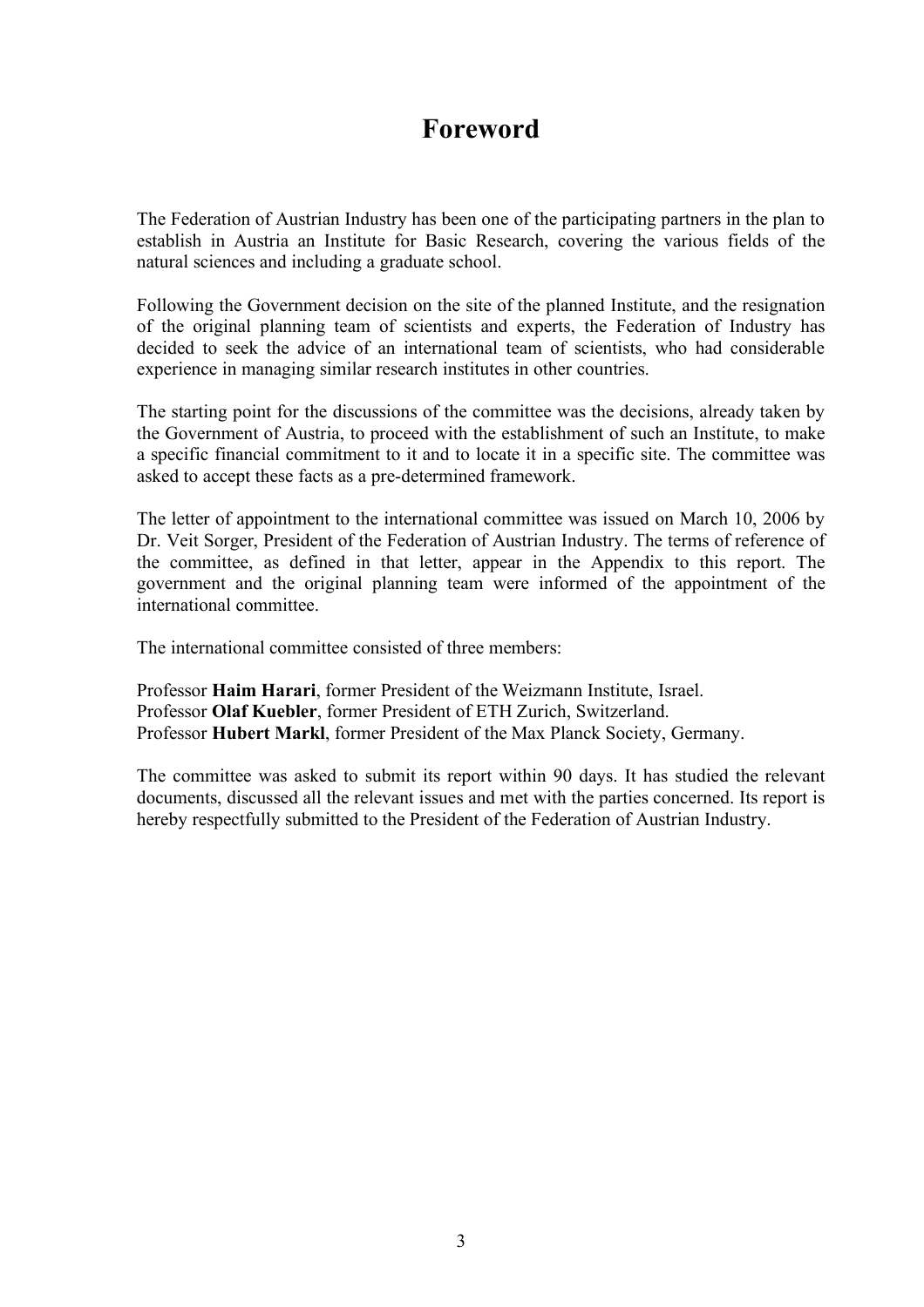# Foreword

The Federation of Austrian Industry has been one of the participating partners in the plan to establish in Austria an Institute for Basic Research, covering the various fields of the natural sciences and including a graduate school.

Following the Government decision on the site of the planned Institute, and the resignation of the original planning team of scientists and experts, the Federation of Industry has decided to seek the advice of an international team of scientists, who had considerable experience in managing similar research institutes in other countries.

The starting point for the discussions of the committee was the decisions, already taken by the Government of Austria, to proceed with the establishment of such an Institute, to make a specific financial commitment to it and to locate it in a specific site. The committee was asked to accept these facts as a pre-determined framework.

The letter of appointment to the international committee was issued on March 10, 2006 by Dr. Veit Sorger, President of the Federation of Austrian Industry. The terms of reference of the committee, as defined in that letter, appear in the Appendix to this report. The government and the original planning team were informed of the appointment of the international committee.

The international committee consisted of three members:

Professor **Haim Harari**, former President of the Weizmann Institute, Israel.
Professor **Olaf Kuebler**, former President of ETH Zurich, Switzerland.
Professor **Hubert Markl**, former President of the Max Planck Society, Germany.

The committee was asked to submit its report within 90 days. It has studied the relevant documents, discussed all the relevant issues and met with the parties concerned. Its report is hereby respectfully submitted to the President of the Federation of Austrian Industry.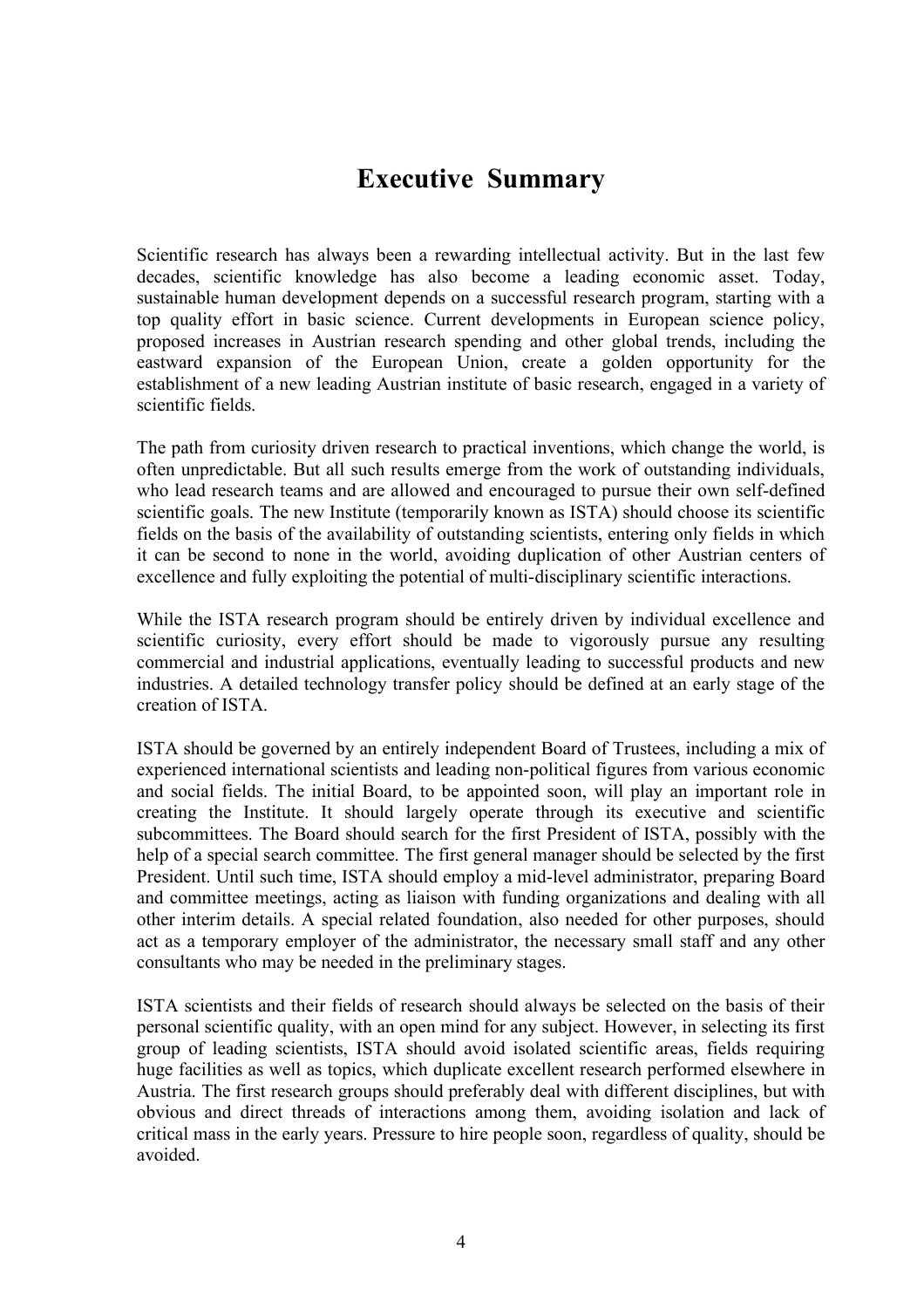# Executive Summary

Scientific research has always been a rewarding intellectual activity. But in the last few decades, scientific knowledge has also become a leading economic asset. Today, sustainable human development depends on a successful research program, starting with a top quality effort in basic science. Current developments in European science policy, proposed increases in Austrian research spending and other global trends, including the eastward expansion of the European Union, create a golden opportunity for the establishment of a new leading Austrian institute of basic research, engaged in a variety of scientific fields.

The path from curiosity driven research to practical inventions, which change the world, is often unpredictable. But all such results emerge from the work of outstanding individuals, who lead research teams and are allowed and encouraged to pursue their own self-defined scientific goals. The new Institute (temporarily known as ISTA) should choose its scientific fields on the basis of the availability of outstanding scientists, entering only fields in which it can be second to none in the world, avoiding duplication of other Austrian centers of excellence and fully exploiting the potential of multi-disciplinary scientific interactions.

While the ISTA research program should be entirely driven by individual excellence and scientific curiosity, every effort should be made to vigorously pursue any resulting commercial and industrial applications, eventually leading to successful products and new industries. A detailed technology transfer policy should be defined at an early stage of the creation of ISTA.

ISTA should be governed by an entirely independent Board of Trustees, including a mix of experienced international scientists and leading non-political figures from various economic and social fields. The initial Board, to be appointed soon, will play an important role in creating the Institute. It should largely operate through its executive and scientific subcommittees. The Board should search for the first President of ISTA, possibly with the help of a special search committee. The first general manager should be selected by the first President. Until such time, ISTA should employ a mid-level administrator, preparing Board and committee meetings, acting as liaison with funding organizations and dealing with all other interim details. A special related foundation, also needed for other purposes, should act as a temporary employer of the administrator, the necessary small staff and any other consultants who may be needed in the preliminary stages.

ISTA scientists and their fields of research should always be selected on the basis of their personal scientific quality, with an open mind for any subject. However, in selecting its first group of leading scientists, ISTA should avoid isolated scientific areas, fields requiring huge facilities as well as topics, which duplicate excellent research performed elsewhere in Austria. The first research groups should preferably deal with different disciplines, but with obvious and direct threads of interactions among them, avoiding isolation and lack of critical mass in the early years. Pressure to hire people soon, regardless of quality, should be avoided.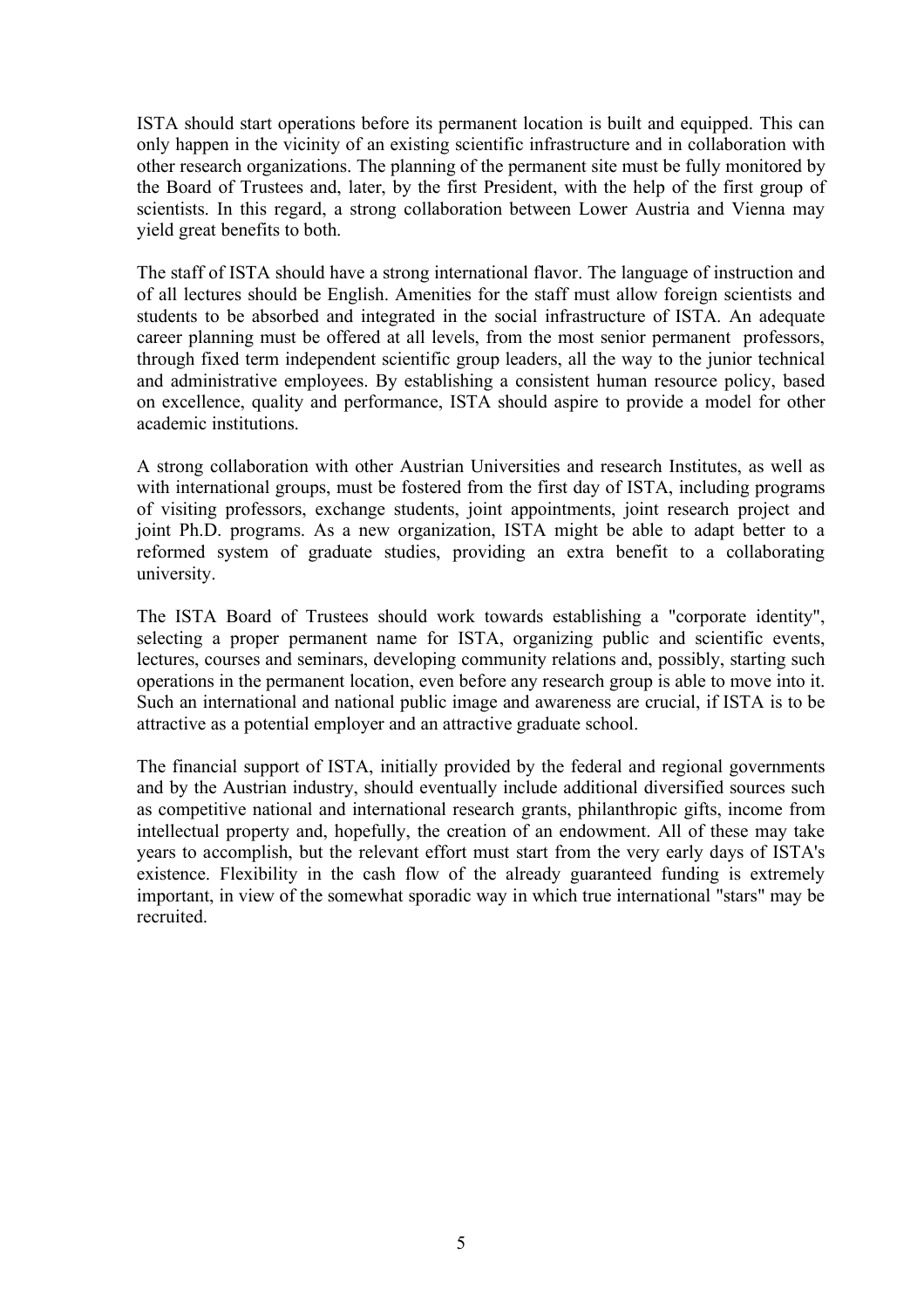ISTA should start operations before its permanent location is built and equipped. This can only happen in the vicinity of an existing scientific infrastructure and in collaboration with other research organizations. The planning of the permanent site must be fully monitored by the Board of Trustees and, later, by the first President, with the help of the first group of scientists. In this regard, a strong collaboration between Lower Austria and Vienna may yield great benefits to both.

The staff of ISTA should have a strong international flavor. The language of instruction and of all lectures should be English. Amenities for the staff must allow foreign scientists and students to be absorbed and integrated in the social infrastructure of ISTA. An adequate career planning must be offered at all levels, from the most senior permanent professors, through fixed term independent scientific group leaders, all the way to the junior technical and administrative employees. By establishing a consistent human resource policy, based on excellence, quality and performance, ISTA should aspire to provide a model for other academic institutions.

A strong collaboration with other Austrian Universities and research Institutes, as well as with international groups, must be fostered from the first day of ISTA, including programs of visiting professors, exchange students, joint appointments, joint research project and joint Ph.D. programs. As a new organization, ISTA might be able to adapt better to a reformed system of graduate studies, providing an extra benefit to a collaborating university.

The ISTA Board of Trustees should work towards establishing a "corporate identity", selecting a proper permanent name for ISTA, organizing public and scientific events, lectures, courses and seminars, developing community relations and, possibly, starting such operations in the permanent location, even before any research group is able to move into it. Such an international and national public image and awareness are crucial, if ISTA is to be attractive as a potential employer and an attractive graduate school.

The financial support of ISTA, initially provided by the federal and regional governments and by the Austrian industry, should eventually include additional diversified sources such as competitive national and international research grants, philanthropic gifts, income from intellectual property and, hopefully, the creation of an endowment. All of these may take years to accomplish, but the relevant effort must start from the very early days of ISTA's existence. Flexibility in the cash flow of the already guaranteed funding is extremely important, in view of the somewhat sporadic way in which true international "stars" may be recruited.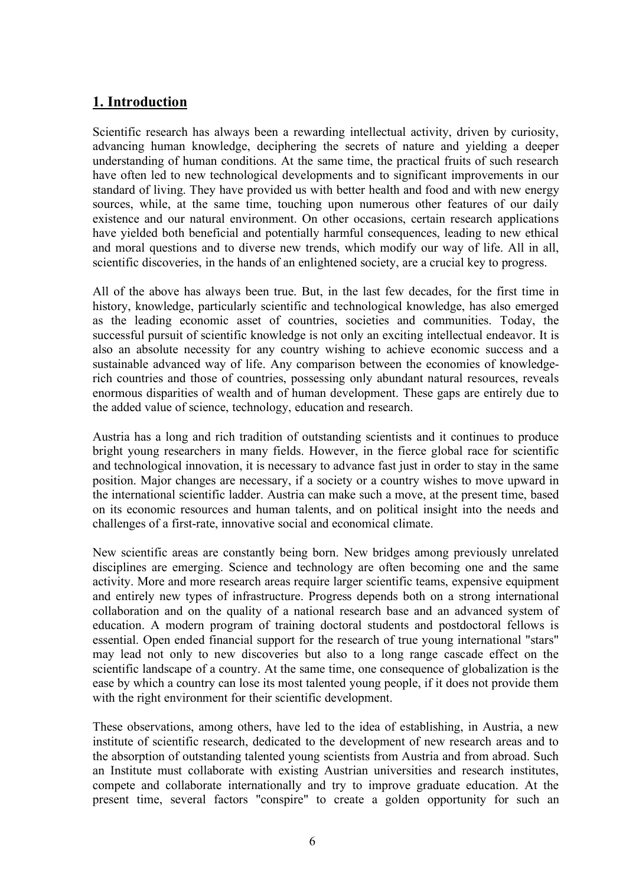## 1. Introduction

Scientific research has always been a rewarding intellectual activity, driven by curiosity, advancing human knowledge, deciphering the secrets of nature and yielding a deeper understanding of human conditions. At the same time, the practical fruits of such research have often led to new technological developments and to significant improvements in our standard of living. They have provided us with better health and food and with new energy sources, while, at the same time, touching upon numerous other features of our daily existence and our natural environment. On other occasions, certain research applications have yielded both beneficial and potentially harmful consequences, leading to new ethical and moral questions and to diverse new trends, which modify our way of life. All in all, scientific discoveries, in the hands of an enlightened society, are a crucial key to progress.

All of the above has always been true. But, in the last few decades, for the first time in history, knowledge, particularly scientific and technological knowledge, has also emerged as the leading economic asset of countries, societies and communities. Today, the successful pursuit of scientific knowledge is not only an exciting intellectual endeavor. It is also an absolute necessity for any country wishing to achieve economic success and a sustainable advanced way of life. Any comparison between the economies of knowledge-rich countries and those of countries, possessing only abundant natural resources, reveals enormous disparities of wealth and of human development. These gaps are entirely due to the added value of science, technology, education and research.

Austria has a long and rich tradition of outstanding scientists and it continues to produce bright young researchers in many fields. However, in the fierce global race for scientific and technological innovation, it is necessary to advance fast just in order to stay in the same position. Major changes are necessary, if a society or a country wishes to move upward in the international scientific ladder. Austria can make such a move, at the present time, based on its economic resources and human talents, and on political insight into the needs and challenges of a first-rate, innovative social and economical climate.

New scientific areas are constantly being born. New bridges among previously unrelated disciplines are emerging. Science and technology are often becoming one and the same activity. More and more research areas require larger scientific teams, expensive equipment and entirely new types of infrastructure. Progress depends both on a strong international collaboration and on the quality of a national research base and an advanced system of education. A modern program of training doctoral students and postdoctoral fellows is essential. Open ended financial support for the research of true young international "stars" may lead not only to new discoveries but also to a long range cascade effect on the scientific landscape of a country. At the same time, one consequence of globalization is the ease by which a country can lose its most talented young people, if it does not provide them with the right environment for their scientific development.

These observations, among others, have led to the idea of establishing, in Austria, a new institute of scientific research, dedicated to the development of new research areas and to the absorption of outstanding talented young scientists from Austria and from abroad. Such an Institute must collaborate with existing Austrian universities and research institutes, compete and collaborate internationally and try to improve graduate education. At the present time, several factors "conspire" to create a golden opportunity for such an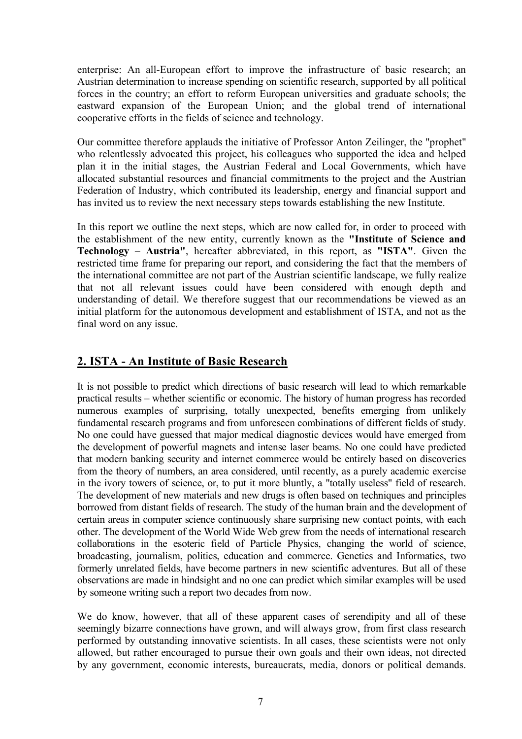enterprise: An all-European effort to improve the infrastructure of basic research; an Austrian determination to increase spending on scientific research, supported by all political forces in the country; an effort to reform European universities and graduate schools; the eastward expansion of the European Union; and the global trend of international cooperative efforts in the fields of science and technology.

Our committee therefore applauds the initiative of Professor Anton Zeilinger, the "prophet" who relentlessly advocated this project, his colleagues who supported the idea and helped plan it in the initial stages, the Austrian Federal and Local Governments, which have allocated substantial resources and financial commitments to the project and the Austrian Federation of Industry, which contributed its leadership, energy and financial support and has invited us to review the next necessary steps towards establishing the new Institute.

In this report we outline the next steps, which are now called for, in order to proceed with the establishment of the new entity, currently known as the **"Institute of Science and Technology – Austria"**, hereafter abbreviated, in this report, as **"ISTA"**. Given the restricted time frame for preparing our report, and considering the fact that the members of the international committee are not part of the Austrian scientific landscape, we fully realize that not all relevant issues could have been considered with enough depth and understanding of detail. We therefore suggest that our recommendations be viewed as an initial platform for the autonomous development and establishment of ISTA, and not as the final word on any issue.

## 2. ISTA - An Institute of Basic Research

It is not possible to predict which directions of basic research will lead to which remarkable practical results – whether scientific or economic. The history of human progress has recorded numerous examples of surprising, totally unexpected, benefits emerging from unlikely fundamental research programs and from unforeseen combinations of different fields of study. No one could have guessed that major medical diagnostic devices would have emerged from the development of powerful magnets and intense laser beams. No one could have predicted that modern banking security and internet commerce would be entirely based on discoveries from the theory of numbers, an area considered, until recently, as a purely academic exercise in the ivory towers of science, or, to put it more bluntly, a "totally useless" field of research. The development of new materials and new drugs is often based on techniques and principles borrowed from distant fields of research. The study of the human brain and the development of certain areas in computer science continuously share surprising new contact points, with each other. The development of the World Wide Web grew from the needs of international research collaborations in the esoteric field of Particle Physics, changing the world of science, broadcasting, journalism, politics, education and commerce. Genetics and Informatics, two formerly unrelated fields, have become partners in new scientific adventures. But all of these observations are made in hindsight and no one can predict which similar examples will be used by someone writing such a report two decades from now.

We do know, however, that all of these apparent cases of serendipity and all of these seemingly bizarre connections have grown, and will always grow, from first class research performed by outstanding innovative scientists. In all cases, these scientists were not only allowed, but rather encouraged to pursue their own goals and their own ideas, not directed by any government, economic interests, bureaucrats, media, donors or political demands.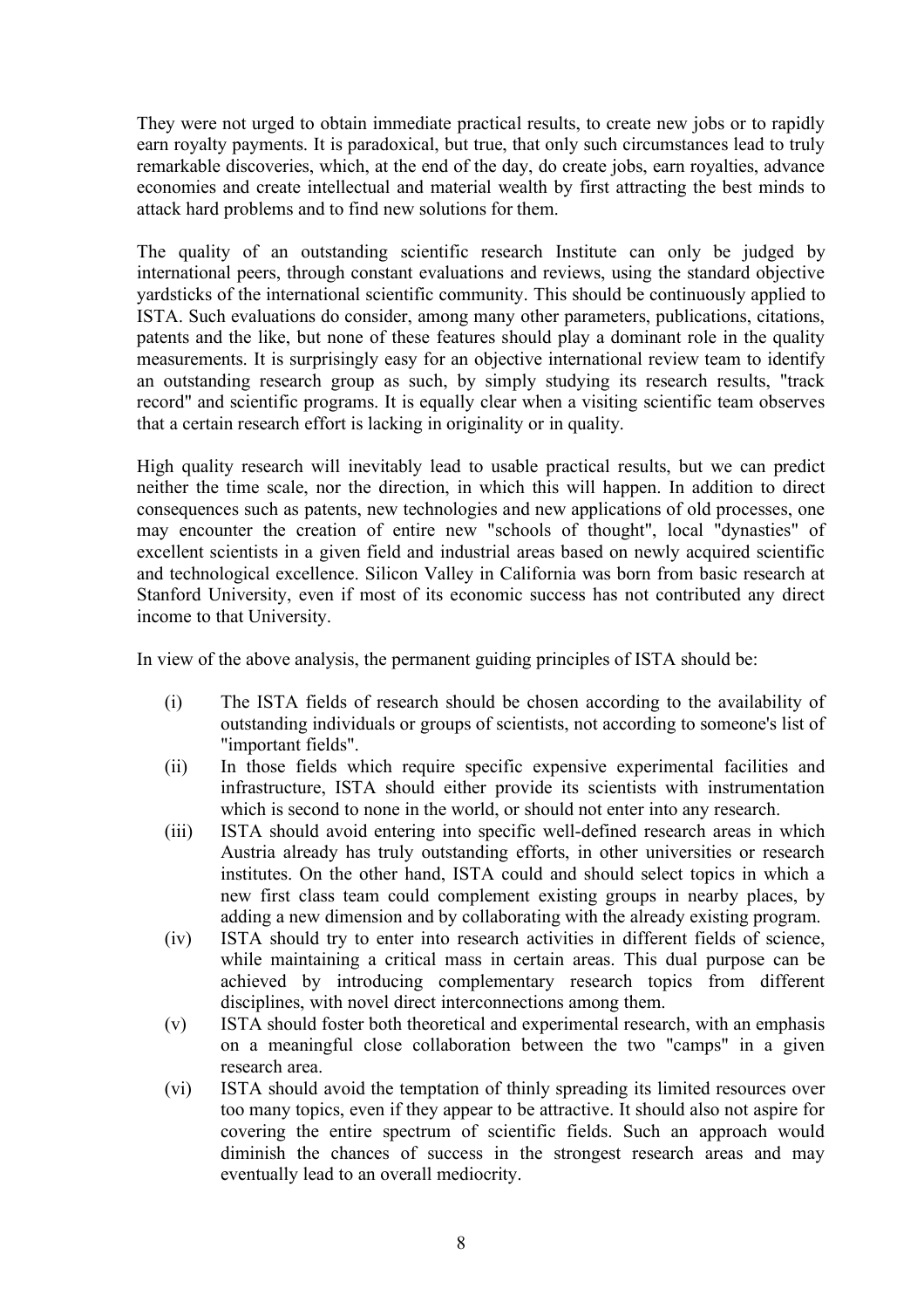They were not urged to obtain immediate practical results, to create new jobs or to rapidly earn royalty payments. It is paradoxical, but true, that only such circumstances lead to truly remarkable discoveries, which, at the end of the day, do create jobs, earn royalties, advance economies and create intellectual and material wealth by first attracting the best minds to attack hard problems and to find new solutions for them.

The quality of an outstanding scientific research Institute can only be judged by international peers, through constant evaluations and reviews, using the standard objective yardsticks of the international scientific community. This should be continuously applied to ISTA. Such evaluations do consider, among many other parameters, publications, citations, patents and the like, but none of these features should play a dominant role in the quality measurements. It is surprisingly easy for an objective international review team to identify an outstanding research group as such, by simply studying its research results, "track record" and scientific programs. It is equally clear when a visiting scientific team observes that a certain research effort is lacking in originality or in quality.

High quality research will inevitably lead to usable practical results, but we can predict neither the time scale, nor the direction, in which this will happen. In addition to direct consequences such as patents, new technologies and new applications of old processes, one may encounter the creation of entire new "schools of thought", local "dynasties" of excellent scientists in a given field and industrial areas based on newly acquired scientific and technological excellence. Silicon Valley in California was born from basic research at Stanford University, even if most of its economic success has not contributed any direct income to that University.

In view of the above analysis, the permanent guiding principles of ISTA should be:

(i) The ISTA fields of research should be chosen according to the availability of outstanding individuals or groups of scientists, not according to someone's list of "important fields".

(ii) In those fields which require specific expensive experimental facilities and infrastructure, ISTA should either provide its scientists with instrumentation which is second to none in the world, or should not enter into any research.

(iii) ISTA should avoid entering into specific well-defined research areas in which Austria already has truly outstanding efforts, in other universities or research institutes. On the other hand, ISTA could and should select topics in which a new first class team could complement existing groups in nearby places, by adding a new dimension and by collaborating with the already existing program.

(iv) ISTA should try to enter into research activities in different fields of science, while maintaining a critical mass in certain areas. This dual purpose can be achieved by introducing complementary research topics from different disciplines, with novel direct interconnections among them.

(v) ISTA should foster both theoretical and experimental research, with an emphasis on a meaningful close collaboration between the two "camps" in a given research area.

(vi) ISTA should avoid the temptation of thinly spreading its limited resources over too many topics, even if they appear to be attractive. It should also not aspire for covering the entire spectrum of scientific fields. Such an approach would diminish the chances of success in the strongest research areas and may eventually lead to an overall mediocrity.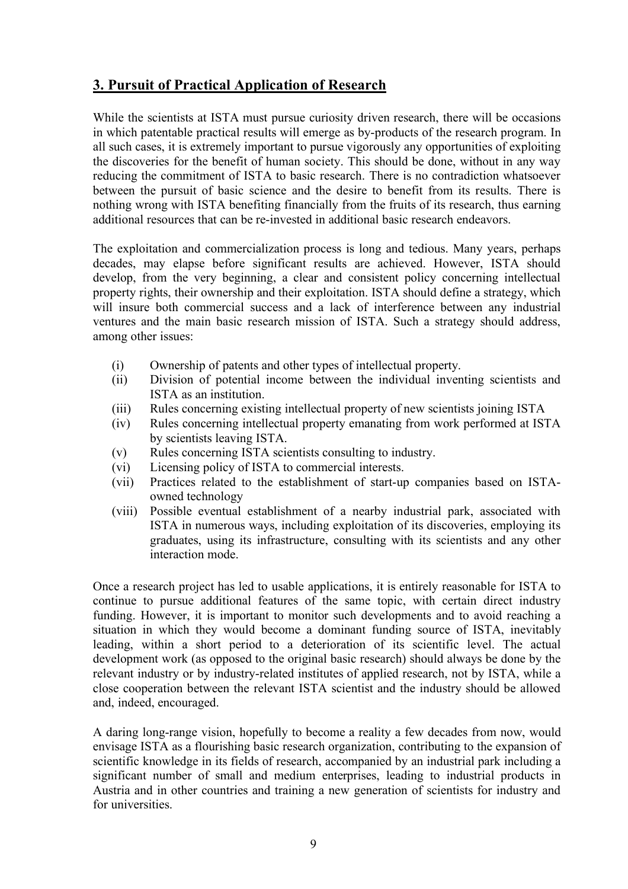## 3. Pursuit of Practical Application of Research

While the scientists at ISTA must pursue curiosity driven research, there will be occasions in which patentable practical results will emerge as by-products of the research program. In all such cases, it is extremely important to pursue vigorously any opportunities of exploiting the discoveries for the benefit of human society. This should be done, without in any way reducing the commitment of ISTA to basic research. There is no contradiction whatsoever between the pursuit of basic science and the desire to benefit from its results. There is nothing wrong with ISTA benefiting financially from the fruits of its research, thus earning additional resources that can be re-invested in additional basic research endeavors.

The exploitation and commercialization process is long and tedious. Many years, perhaps decades, may elapse before significant results are achieved. However, ISTA should develop, from the very beginning, a clear and consistent policy concerning intellectual property rights, their ownership and their exploitation. ISTA should define a strategy, which will insure both commercial success and a lack of interference between any industrial ventures and the main basic research mission of ISTA. Such a strategy should address, among other issues:

- (i) Ownership of patents and other types of intellectual property.
- (ii) Division of potential income between the individual inventing scientists and ISTA as an institution.
- (iii) Rules concerning existing intellectual property of new scientists joining ISTA
- (iv) Rules concerning intellectual property emanating from work performed at ISTA by scientists leaving ISTA.
- (v) Rules concerning ISTA scientists consulting to industry.
- (vi) Licensing policy of ISTA to commercial interests.
- (vii) Practices related to the establishment of start-up companies based on ISTA-owned technology
- (viii) Possible eventual establishment of a nearby industrial park, associated with ISTA in numerous ways, including exploitation of its discoveries, employing its graduates, using its infrastructure, consulting with its scientists and any other interaction mode.

Once a research project has led to usable applications, it is entirely reasonable for ISTA to continue to pursue additional features of the same topic, with certain direct industry funding. However, it is important to monitor such developments and to avoid reaching a situation in which they would become a dominant funding source of ISTA, inevitably leading, within a short period to a deterioration of its scientific level. The actual development work (as opposed to the original basic research) should always be done by the relevant industry or by industry-related institutes of applied research, not by ISTA, while a close cooperation between the relevant ISTA scientist and the industry should be allowed and, indeed, encouraged.

A daring long-range vision, hopefully to become a reality a few decades from now, would envisage ISTA as a flourishing basic research organization, contributing to the expansion of scientific knowledge in its fields of research, accompanied by an industrial park including a significant number of small and medium enterprises, leading to industrial products in Austria and in other countries and training a new generation of scientists for industry and for universities.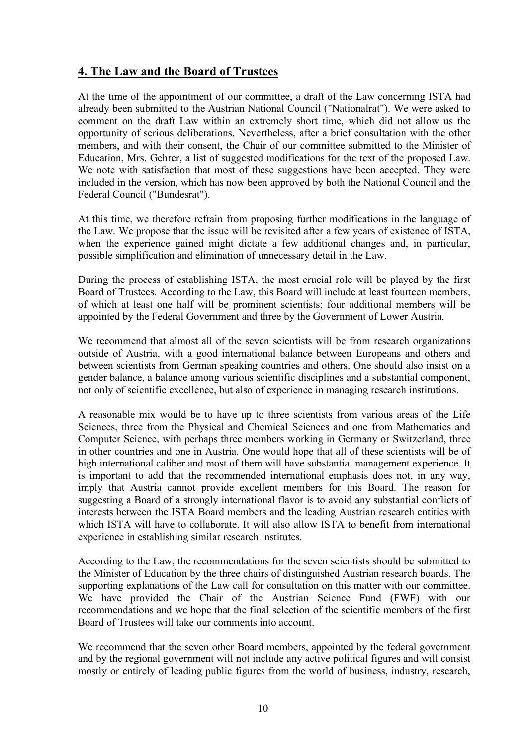## 4. The Law and the Board of Trustees

At the time of the appointment of our committee, a draft of the Law concerning ISTA had already been submitted to the Austrian National Council ("Nationalrat"). We were asked to comment on the draft Law within an extremely short time, which did not allow us the opportunity of serious deliberations. Nevertheless, after a brief consultation with the other members, and with their consent, the Chair of our committee submitted to the Minister of Education, Mrs. Gehrer, a list of suggested modifications for the text of the proposed Law. We note with satisfaction that most of these suggestions have been accepted. They were included in the version, which has now been approved by both the National Council and the Federal Council ("Bundesrat").

At this time, we therefore refrain from proposing further modifications in the language of the Law. We propose that the issue will be revisited after a few years of existence of ISTA, when the experience gained might dictate a few additional changes and, in particular, possible simplification and elimination of unnecessary detail in the Law.

During the process of establishing ISTA, the most crucial role will be played by the first Board of Trustees. According to the Law, this Board will include at least fourteen members, of which at least one half will be prominent scientists; four additional members will be appointed by the Federal Government and three by the Government of Lower Austria.

We recommend that almost all of the seven scientists will be from research organizations outside of Austria, with a good international balance between Europeans and others and between scientists from German speaking countries and others. One should also insist on a gender balance, a balance among various scientific disciplines and a substantial component, not only of scientific excellence, but also of experience in managing research institutions.

A reasonable mix would be to have up to three scientists from various areas of the Life Sciences, three from the Physical and Chemical Sciences and one from Mathematics and Computer Science, with perhaps three members working in Germany or Switzerland, three in other countries and one in Austria. One would hope that all of these scientists will be of high international caliber and most of them will have substantial management experience. It is important to add that the recommended international emphasis does not, in any way, imply that Austria cannot provide excellent members for this Board. The reason for suggesting a Board of a strongly international flavor is to avoid any substantial conflicts of interests between the ISTA Board members and the leading Austrian research entities with which ISTA will have to collaborate. It will also allow ISTA to benefit from international experience in establishing similar research institutes.

According to the Law, the recommendations for the seven scientists should be submitted to the Minister of Education by the three chairs of distinguished Austrian research boards. The supporting explanations of the Law call for consultation on this matter with our committee. We have provided the Chair of the Austrian Science Fund (FWF) with our recommendations and we hope that the final selection of the scientific members of the first Board of Trustees will take our comments into account.

We recommend that the seven other Board members, appointed by the federal government and by the regional government will not include any active political figures and will consist mostly or entirely of leading public figures from the world of business, industry, research,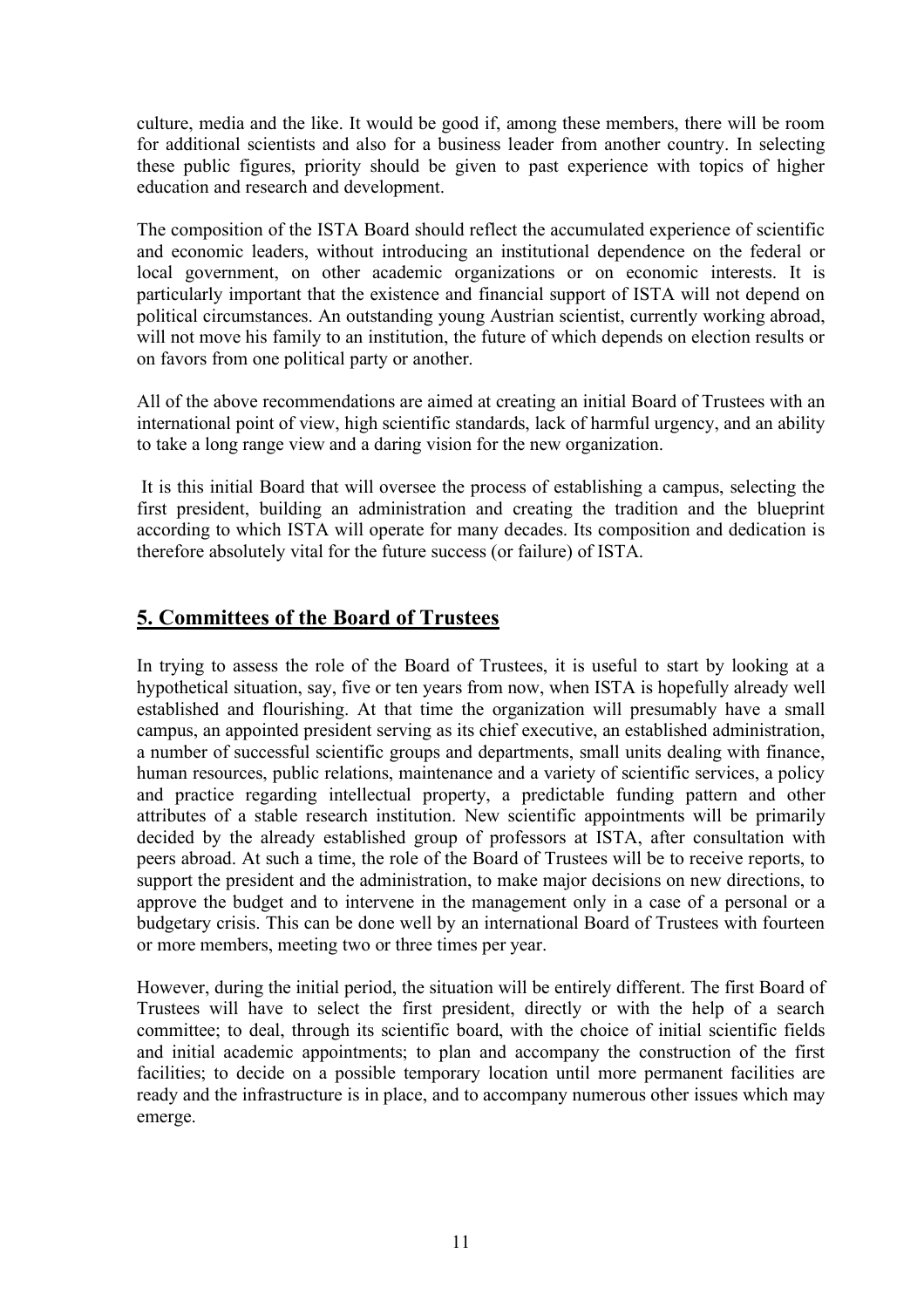culture, media and the like. It would be good if, among these members, there will be room for additional scientists and also for a business leader from another country. In selecting these public figures, priority should be given to past experience with topics of higher education and research and development.

The composition of the ISTA Board should reflect the accumulated experience of scientific and economic leaders, without introducing an institutional dependence on the federal or local government, on other academic organizations or on economic interests. It is particularly important that the existence and financial support of ISTA will not depend on political circumstances. An outstanding young Austrian scientist, currently working abroad, will not move his family to an institution, the future of which depends on election results or on favors from one political party or another.

All of the above recommendations are aimed at creating an initial Board of Trustees with an international point of view, high scientific standards, lack of harmful urgency, and an ability to take a long range view and a daring vision for the new organization.

It is this initial Board that will oversee the process of establishing a campus, selecting the first president, building an administration and creating the tradition and the blueprint according to which ISTA will operate for many decades. Its composition and dedication is therefore absolutely vital for the future success (or failure) of ISTA.

## 5. Committees of the Board of Trustees

In trying to assess the role of the Board of Trustees, it is useful to start by looking at a hypothetical situation, say, five or ten years from now, when ISTA is hopefully already well established and flourishing. At that time the organization will presumably have a small campus, an appointed president serving as its chief executive, an established administration, a number of successful scientific groups and departments, small units dealing with finance, human resources, public relations, maintenance and a variety of scientific services, a policy and practice regarding intellectual property, a predictable funding pattern and other attributes of a stable research institution. New scientific appointments will be primarily decided by the already established group of professors at ISTA, after consultation with peers abroad. At such a time, the role of the Board of Trustees will be to receive reports, to support the president and the administration, to make major decisions on new directions, to approve the budget and to intervene in the management only in a case of a personal or a budgetary crisis. This can be done well by an international Board of Trustees with fourteen or more members, meeting two or three times per year.

However, during the initial period, the situation will be entirely different. The first Board of Trustees will have to select the first president, directly or with the help of a search committee; to deal, through its scientific board, with the choice of initial scientific fields and initial academic appointments; to plan and accompany the construction of the first facilities; to decide on a possible temporary location until more permanent facilities are ready and the infrastructure is in place, and to accompany numerous other issues which may emerge.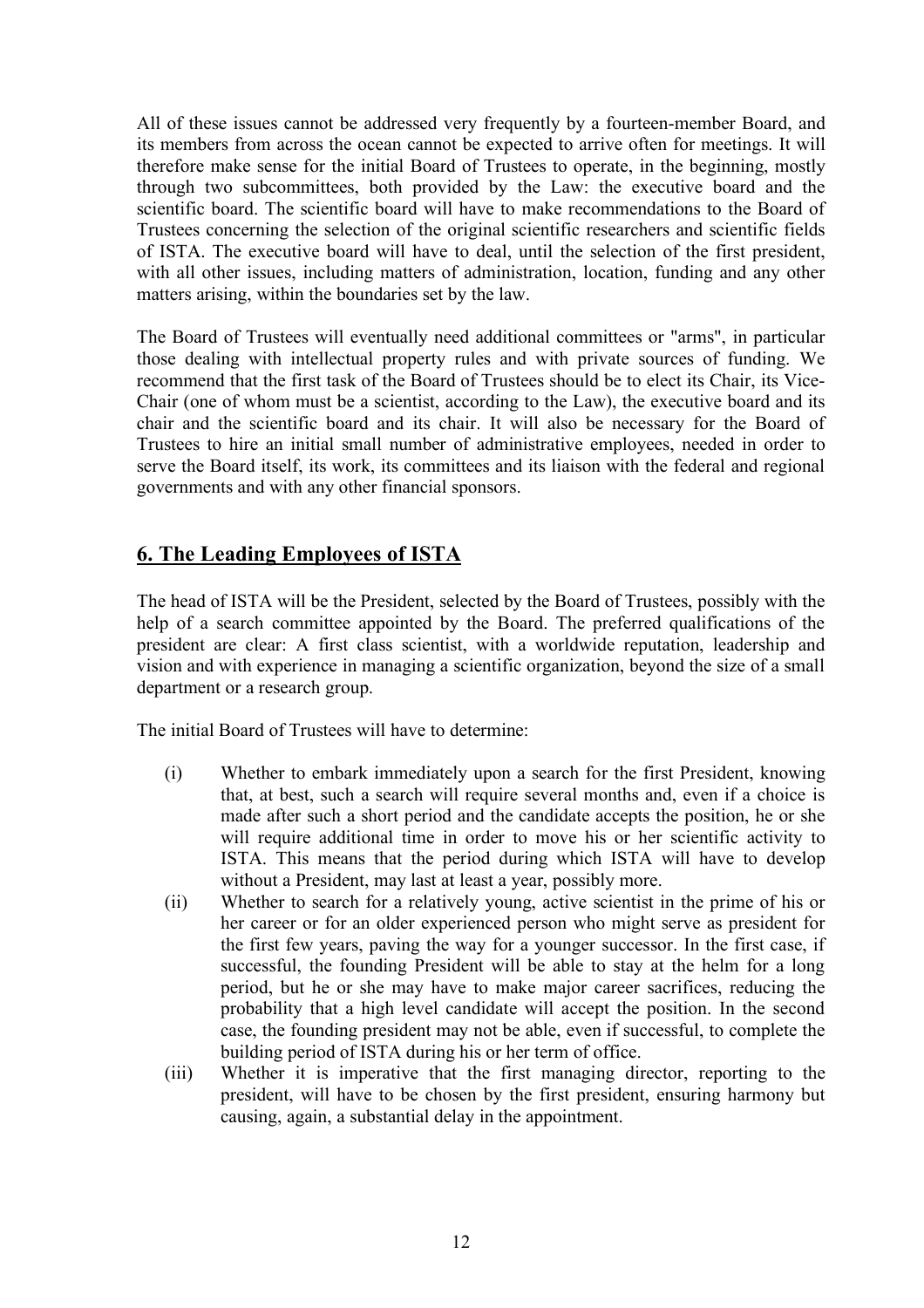All of these issues cannot be addressed very frequently by a fourteen-member Board, and its members from across the ocean cannot be expected to arrive often for meetings. It will therefore make sense for the initial Board of Trustees to operate, in the beginning, mostly through two subcommittees, both provided by the Law: the executive board and the scientific board. The scientific board will have to make recommendations to the Board of Trustees concerning the selection of the original scientific researchers and scientific fields of ISTA. The executive board will have to deal, until the selection of the first president, with all other issues, including matters of administration, location, funding and any other matters arising, within the boundaries set by the law.

The Board of Trustees will eventually need additional committees or "arms", in particular those dealing with intellectual property rules and with private sources of funding. We recommend that the first task of the Board of Trustees should be to elect its Chair, its Vice-Chair (one of whom must be a scientist, according to the Law), the executive board and its chair and the scientific board and its chair. It will also be necessary for the Board of Trustees to hire an initial small number of administrative employees, needed in order to serve the Board itself, its work, its committees and its liaison with the federal and regional governments and with any other financial sponsors.

## 6. The Leading Employees of ISTA

The head of ISTA will be the President, selected by the Board of Trustees, possibly with the help of a search committee appointed by the Board. The preferred qualifications of the president are clear: A first class scientist, with a worldwide reputation, leadership and vision and with experience in managing a scientific organization, beyond the size of a small department or a research group.

The initial Board of Trustees will have to determine:

(i) Whether to embark immediately upon a search for the first President, knowing that, at best, such a search will require several months and, even if a choice is made after such a short period and the candidate accepts the position, he or she will require additional time in order to move his or her scientific activity to ISTA. This means that the period during which ISTA will have to develop without a President, may last at least a year, possibly more.

(ii) Whether to search for a relatively young, active scientist in the prime of his or her career or for an older experienced person who might serve as president for the first few years, paving the way for a younger successor. In the first case, if successful, the founding President will be able to stay at the helm for a long period, but he or she may have to make major career sacrifices, reducing the probability that a high level candidate will accept the position. In the second case, the founding president may not be able, even if successful, to complete the building period of ISTA during his or her term of office.

(iii) Whether it is imperative that the first managing director, reporting to the president, will have to be chosen by the first president, ensuring harmony but causing, again, a substantial delay in the appointment.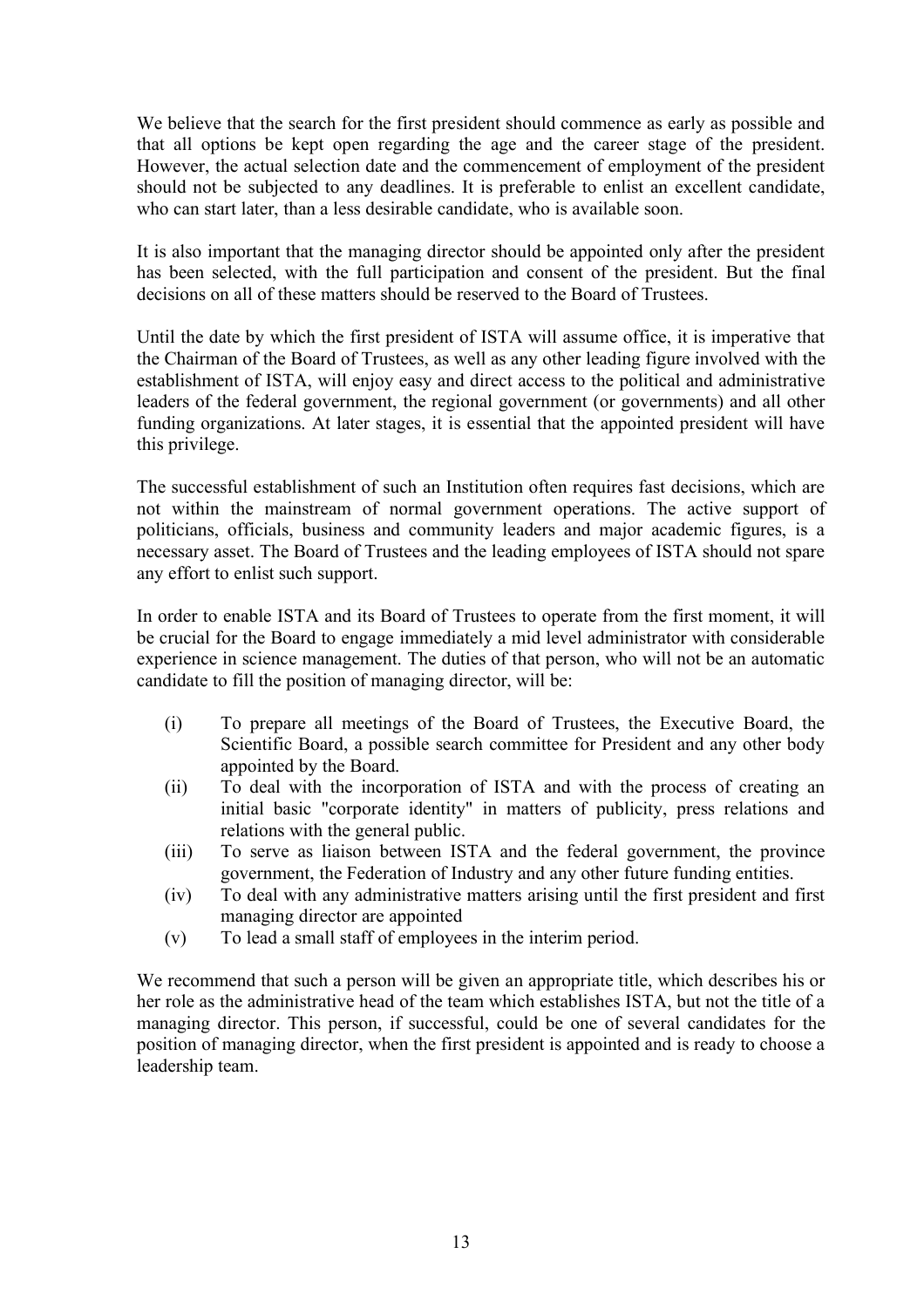We believe that the search for the first president should commence as early as possible and that all options be kept open regarding the age and the career stage of the president. However, the actual selection date and the commencement of employment of the president should not be subjected to any deadlines. It is preferable to enlist an excellent candidate, who can start later, than a less desirable candidate, who is available soon.

It is also important that the managing director should be appointed only after the president has been selected, with the full participation and consent of the president. But the final decisions on all of these matters should be reserved to the Board of Trustees.

Until the date by which the first president of ISTA will assume office, it is imperative that the Chairman of the Board of Trustees, as well as any other leading figure involved with the establishment of ISTA, will enjoy easy and direct access to the political and administrative leaders of the federal government, the regional government (or governments) and all other funding organizations. At later stages, it is essential that the appointed president will have this privilege.

The successful establishment of such an Institution often requires fast decisions, which are not within the mainstream of normal government operations. The active support of politicians, officials, business and community leaders and major academic figures, is a necessary asset. The Board of Trustees and the leading employees of ISTA should not spare any effort to enlist such support.

In order to enable ISTA and its Board of Trustees to operate from the first moment, it will be crucial for the Board to engage immediately a mid level administrator with considerable experience in science management. The duties of that person, who will not be an automatic candidate to fill the position of managing director, will be:

- (i) To prepare all meetings of the Board of Trustees, the Executive Board, the Scientific Board, a possible search committee for President and any other body appointed by the Board.
- (ii) To deal with the incorporation of ISTA and with the process of creating an initial basic "corporate identity" in matters of publicity, press relations and relations with the general public.
- (iii) To serve as liaison between ISTA and the federal government, the province government, the Federation of Industry and any other future funding entities.
- (iv) To deal with any administrative matters arising until the first president and first managing director are appointed
- (v) To lead a small staff of employees in the interim period.

We recommend that such a person will be given an appropriate title, which describes his or her role as the administrative head of the team which establishes ISTA, but not the title of a managing director. This person, if successful, could be one of several candidates for the position of managing director, when the first president is appointed and is ready to choose a leadership team.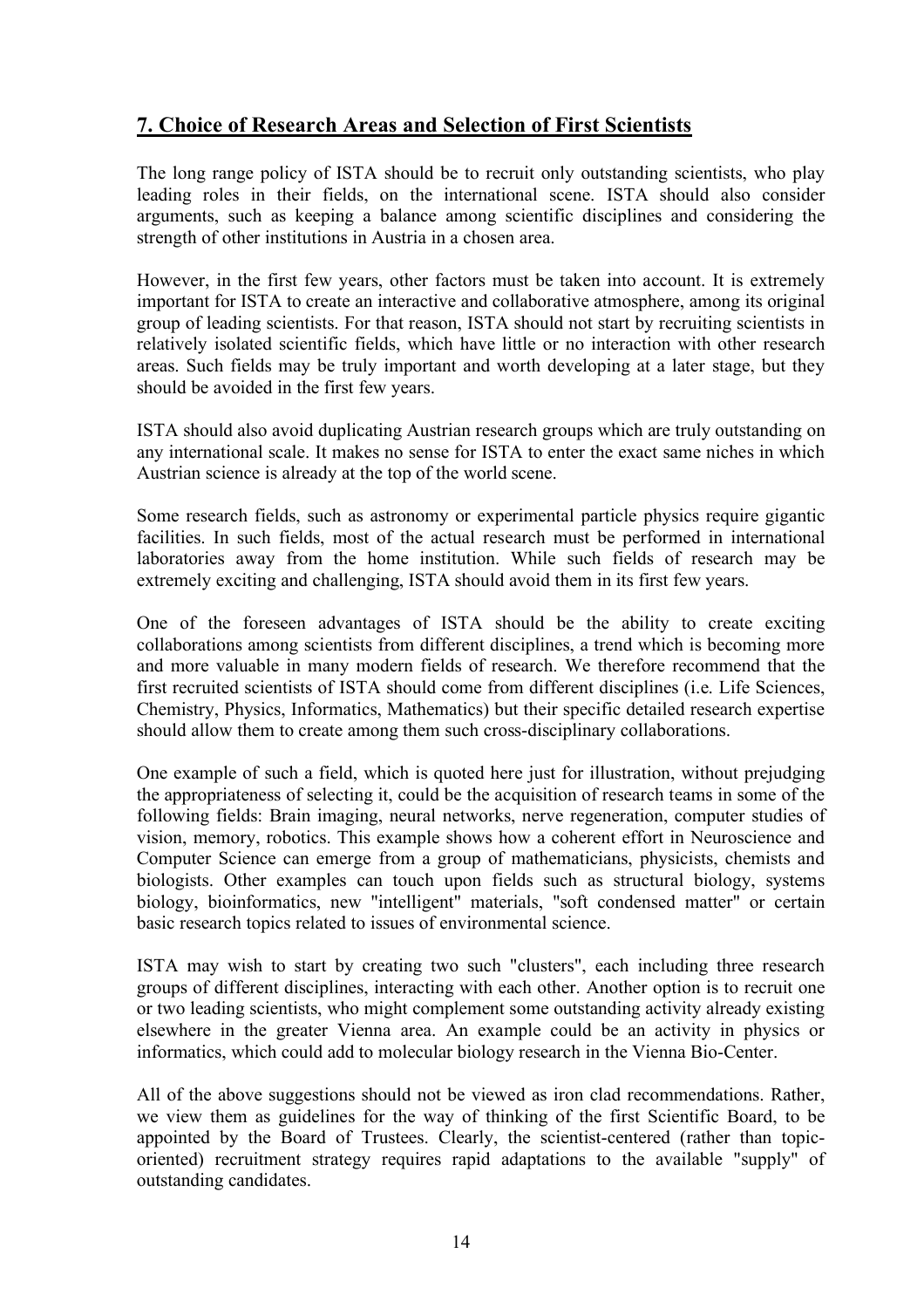## 7. Choice of Research Areas and Selection of First Scientists

The long range policy of ISTA should be to recruit only outstanding scientists, who play leading roles in their fields, on the international scene. ISTA should also consider arguments, such as keeping a balance among scientific disciplines and considering the strength of other institutions in Austria in a chosen area.

However, in the first few years, other factors must be taken into account. It is extremely important for ISTA to create an interactive and collaborative atmosphere, among its original group of leading scientists. For that reason, ISTA should not start by recruiting scientists in relatively isolated scientific fields, which have little or no interaction with other research areas. Such fields may be truly important and worth developing at a later stage, but they should be avoided in the first few years.

ISTA should also avoid duplicating Austrian research groups which are truly outstanding on any international scale. It makes no sense for ISTA to enter the exact same niches in which Austrian science is already at the top of the world scene.

Some research fields, such as astronomy or experimental particle physics require gigantic facilities. In such fields, most of the actual research must be performed in international laboratories away from the home institution. While such fields of research may be extremely exciting and challenging, ISTA should avoid them in its first few years.

One of the foreseen advantages of ISTA should be the ability to create exciting collaborations among scientists from different disciplines, a trend which is becoming more and more valuable in many modern fields of research. We therefore recommend that the first recruited scientists of ISTA should come from different disciplines (i.e. Life Sciences, Chemistry, Physics, Informatics, Mathematics) but their specific detailed research expertise should allow them to create among them such cross-disciplinary collaborations.

One example of such a field, which is quoted here just for illustration, without prejudging the appropriateness of selecting it, could be the acquisition of research teams in some of the following fields: Brain imaging, neural networks, nerve regeneration, computer studies of vision, memory, robotics. This example shows how a coherent effort in Neuroscience and Computer Science can emerge from a group of mathematicians, physicists, chemists and biologists. Other examples can touch upon fields such as structural biology, systems biology, bioinformatics, new "intelligent" materials, "soft condensed matter" or certain basic research topics related to issues of environmental science.

ISTA may wish to start by creating two such "clusters", each including three research groups of different disciplines, interacting with each other. Another option is to recruit one or two leading scientists, who might complement some outstanding activity already existing elsewhere in the greater Vienna area. An example could be an activity in physics or informatics, which could add to molecular biology research in the Vienna Bio-Center.

All of the above suggestions should not be viewed as iron clad recommendations. Rather, we view them as guidelines for the way of thinking of the first Scientific Board, to be appointed by the Board of Trustees. Clearly, the scientist-centered (rather than topic-oriented) recruitment strategy requires rapid adaptations to the available "supply" of outstanding candidates.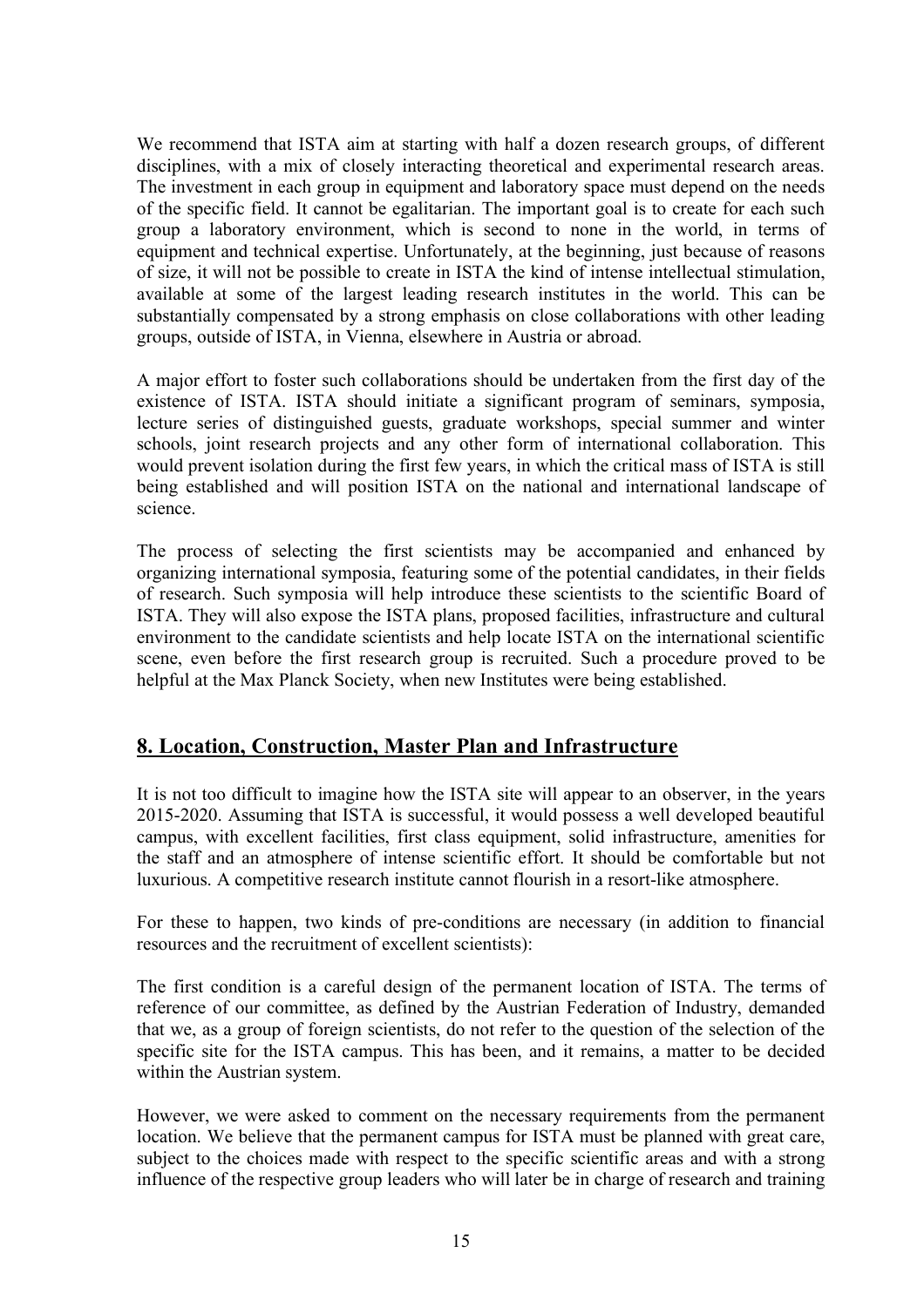We recommend that ISTA aim at starting with half a dozen research groups, of different disciplines, with a mix of closely interacting theoretical and experimental research areas. The investment in each group in equipment and laboratory space must depend on the needs of the specific field. It cannot be egalitarian. The important goal is to create for each such group a laboratory environment, which is second to none in the world, in terms of equipment and technical expertise. Unfortunately, at the beginning, just because of reasons of size, it will not be possible to create in ISTA the kind of intense intellectual stimulation, available at some of the largest leading research institutes in the world. This can be substantially compensated by a strong emphasis on close collaborations with other leading groups, outside of ISTA, in Vienna, elsewhere in Austria or abroad.

A major effort to foster such collaborations should be undertaken from the first day of the existence of ISTA. ISTA should initiate a significant program of seminars, symposia, lecture series of distinguished guests, graduate workshops, special summer and winter schools, joint research projects and any other form of international collaboration. This would prevent isolation during the first few years, in which the critical mass of ISTA is still being established and will position ISTA on the national and international landscape of science.

The process of selecting the first scientists may be accompanied and enhanced by organizing international symposia, featuring some of the potential candidates, in their fields of research. Such symposia will help introduce these scientists to the scientific Board of ISTA. They will also expose the ISTA plans, proposed facilities, infrastructure and cultural environment to the candidate scientists and help locate ISTA on the international scientific scene, even before the first research group is recruited. Such a procedure proved to be helpful at the Max Planck Society, when new Institutes were being established.

## 8. Location, Construction, Master Plan and Infrastructure

It is not too difficult to imagine how the ISTA site will appear to an observer, in the years 2015-2020. Assuming that ISTA is successful, it would possess a well developed beautiful campus, with excellent facilities, first class equipment, solid infrastructure, amenities for the staff and an atmosphere of intense scientific effort. It should be comfortable but not luxurious. A competitive research institute cannot flourish in a resort-like atmosphere.

For these to happen, two kinds of pre-conditions are necessary (in addition to financial resources and the recruitment of excellent scientists):

The first condition is a careful design of the permanent location of ISTA. The terms of reference of our committee, as defined by the Austrian Federation of Industry, demanded that we, as a group of foreign scientists, do not refer to the question of the selection of the specific site for the ISTA campus. This has been, and it remains, a matter to be decided within the Austrian system.

However, we were asked to comment on the necessary requirements from the permanent location. We believe that the permanent campus for ISTA must be planned with great care, subject to the choices made with respect to the specific scientific areas and with a strong influence of the respective group leaders who will later be in charge of research and training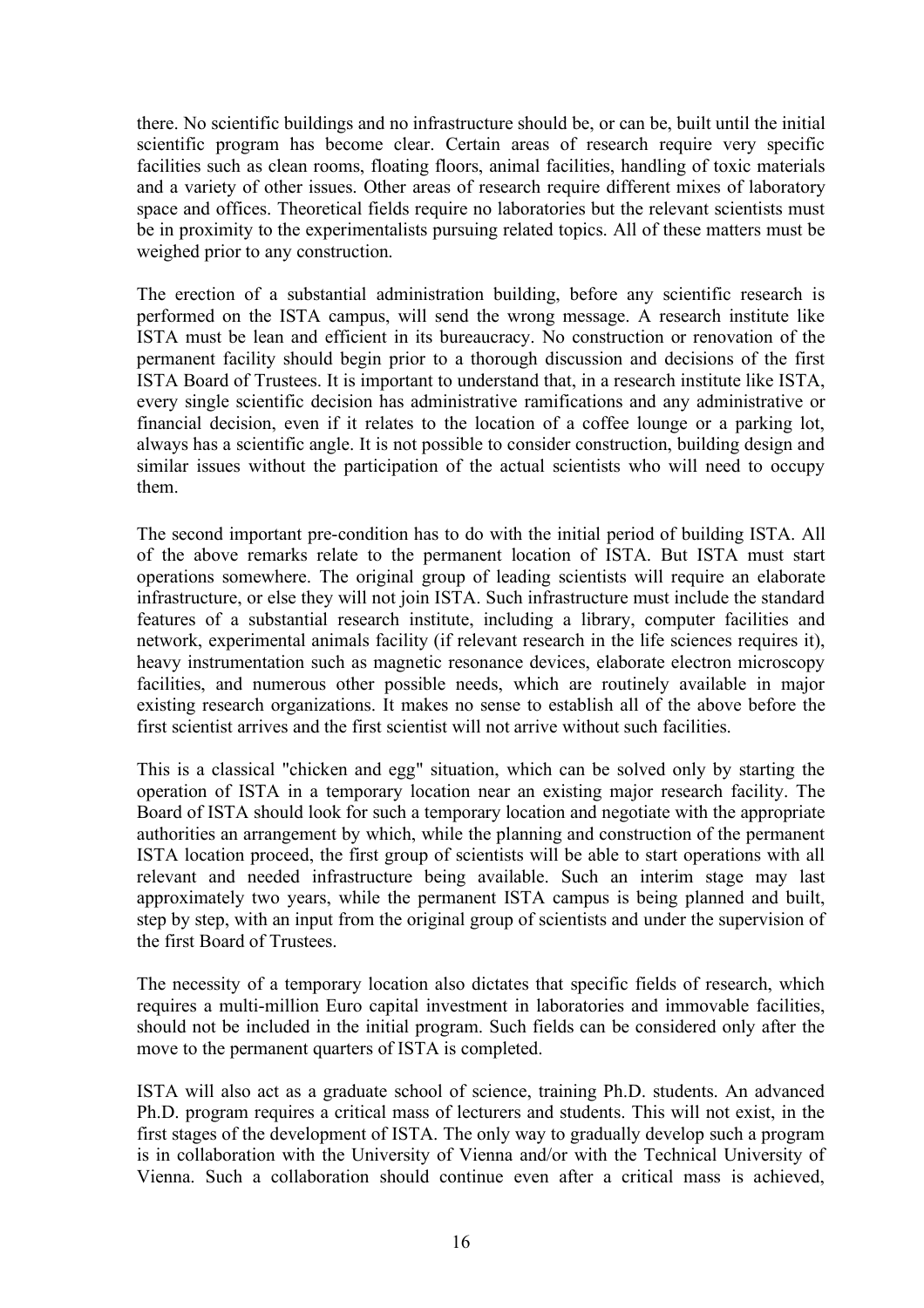there. No scientific buildings and no infrastructure should be, or can be, built until the initial scientific program has become clear. Certain areas of research require very specific facilities such as clean rooms, floating floors, animal facilities, handling of toxic materials and a variety of other issues. Other areas of research require different mixes of laboratory space and offices. Theoretical fields require no laboratories but the relevant scientists must be in proximity to the experimentalists pursuing related topics. All of these matters must be weighed prior to any construction.

The erection of a substantial administration building, before any scientific research is performed on the ISTA campus, will send the wrong message. A research institute like ISTA must be lean and efficient in its bureaucracy. No construction or renovation of the permanent facility should begin prior to a thorough discussion and decisions of the first ISTA Board of Trustees. It is important to understand that, in a research institute like ISTA, every single scientific decision has administrative ramifications and any administrative or financial decision, even if it relates to the location of a coffee lounge or a parking lot, always has a scientific angle. It is not possible to consider construction, building design and similar issues without the participation of the actual scientists who will need to occupy them.

The second important pre-condition has to do with the initial period of building ISTA. All of the above remarks relate to the permanent location of ISTA. But ISTA must start operations somewhere. The original group of leading scientists will require an elaborate infrastructure, or else they will not join ISTA. Such infrastructure must include the standard features of a substantial research institute, including a library, computer facilities and network, experimental animals facility (if relevant research in the life sciences requires it), heavy instrumentation such as magnetic resonance devices, elaborate electron microscopy facilities, and numerous other possible needs, which are routinely available in major existing research organizations. It makes no sense to establish all of the above before the first scientist arrives and the first scientist will not arrive without such facilities.

This is a classical "chicken and egg" situation, which can be solved only by starting the operation of ISTA in a temporary location near an existing major research facility. The Board of ISTA should look for such a temporary location and negotiate with the appropriate authorities an arrangement by which, while the planning and construction of the permanent ISTA location proceed, the first group of scientists will be able to start operations with all relevant and needed infrastructure being available. Such an interim stage may last approximately two years, while the permanent ISTA campus is being planned and built, step by step, with an input from the original group of scientists and under the supervision of the first Board of Trustees.

The necessity of a temporary location also dictates that specific fields of research, which requires a multi-million Euro capital investment in laboratories and immovable facilities, should not be included in the initial program. Such fields can be considered only after the move to the permanent quarters of ISTA is completed.

ISTA will also act as a graduate school of science, training Ph.D. students. An advanced Ph.D. program requires a critical mass of lecturers and students. This will not exist, in the first stages of the development of ISTA. The only way to gradually develop such a program is in collaboration with the University of Vienna and/or with the Technical University of Vienna. Such a collaboration should continue even after a critical mass is achieved,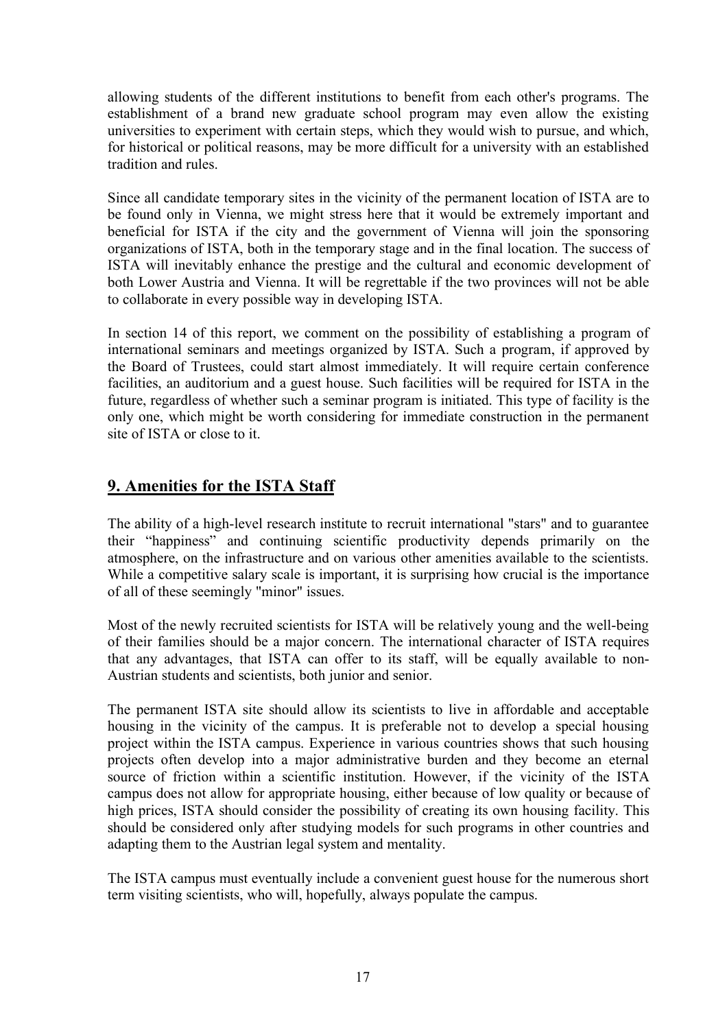allowing students of the different institutions to benefit from each other's programs. The establishment of a brand new graduate school program may even allow the existing universities to experiment with certain steps, which they would wish to pursue, and which, for historical or political reasons, may be more difficult for a university with an established tradition and rules.

Since all candidate temporary sites in the vicinity of the permanent location of ISTA are to be found only in Vienna, we might stress here that it would be extremely important and beneficial for ISTA if the city and the government of Vienna will join the sponsoring organizations of ISTA, both in the temporary stage and in the final location. The success of ISTA will inevitably enhance the prestige and the cultural and economic development of both Lower Austria and Vienna. It will be regrettable if the two provinces will not be able to collaborate in every possible way in developing ISTA.

In section 14 of this report, we comment on the possibility of establishing a program of international seminars and meetings organized by ISTA. Such a program, if approved by the Board of Trustees, could start almost immediately. It will require certain conference facilities, an auditorium and a guest house. Such facilities will be required for ISTA in the future, regardless of whether such a seminar program is initiated. This type of facility is the only one, which might be worth considering for immediate construction in the permanent site of ISTA or close to it.

## 9. Amenities for the ISTA Staff

The ability of a high-level research institute to recruit international "stars" and to guarantee their "happiness" and continuing scientific productivity depends primarily on the atmosphere, on the infrastructure and on various other amenities available to the scientists. While a competitive salary scale is important, it is surprising how crucial is the importance of all of these seemingly "minor" issues.

Most of the newly recruited scientists for ISTA will be relatively young and the well-being of their families should be a major concern. The international character of ISTA requires that any advantages, that ISTA can offer to its staff, will be equally available to non-Austrian students and scientists, both junior and senior.

The permanent ISTA site should allow its scientists to live in affordable and acceptable housing in the vicinity of the campus. It is preferable not to develop a special housing project within the ISTA campus. Experience in various countries shows that such housing projects often develop into a major administrative burden and they become an eternal source of friction within a scientific institution. However, if the vicinity of the ISTA campus does not allow for appropriate housing, either because of low quality or because of high prices, ISTA should consider the possibility of creating its own housing facility. This should be considered only after studying models for such programs in other countries and adapting them to the Austrian legal system and mentality.

The ISTA campus must eventually include a convenient guest house for the numerous short term visiting scientists, who will, hopefully, always populate the campus.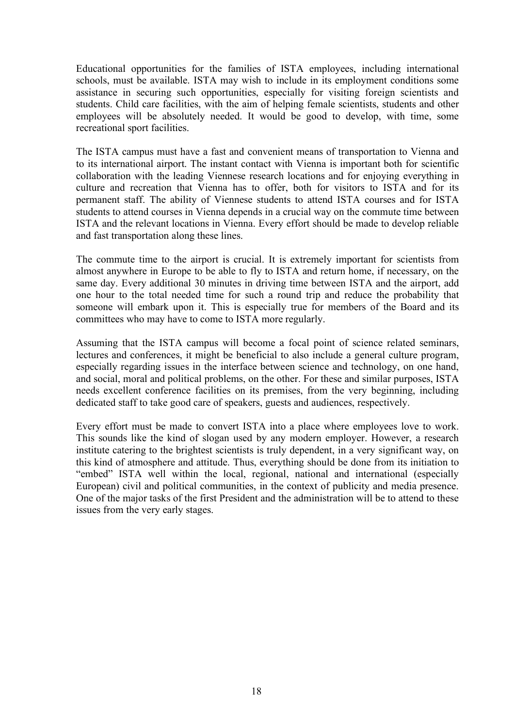Educational opportunities for the families of ISTA employees, including international schools, must be available. ISTA may wish to include in its employment conditions some assistance in securing such opportunities, especially for visiting foreign scientists and students. Child care facilities, with the aim of helping female scientists, students and other employees will be absolutely needed. It would be good to develop, with time, some recreational sport facilities.

The ISTA campus must have a fast and convenient means of transportation to Vienna and to its international airport. The instant contact with Vienna is important both for scientific collaboration with the leading Viennese research locations and for enjoying everything in culture and recreation that Vienna has to offer, both for visitors to ISTA and for its permanent staff. The ability of Viennese students to attend ISTA courses and for ISTA students to attend courses in Vienna depends in a crucial way on the commute time between ISTA and the relevant locations in Vienna. Every effort should be made to develop reliable and fast transportation along these lines.

The commute time to the airport is crucial. It is extremely important for scientists from almost anywhere in Europe to be able to fly to ISTA and return home, if necessary, on the same day. Every additional 30 minutes in driving time between ISTA and the airport, add one hour to the total needed time for such a round trip and reduce the probability that someone will embark upon it. This is especially true for members of the Board and its committees who may have to come to ISTA more regularly.

Assuming that the ISTA campus will become a focal point of science related seminars, lectures and conferences, it might be beneficial to also include a general culture program, especially regarding issues in the interface between science and technology, on one hand, and social, moral and political problems, on the other. For these and similar purposes, ISTA needs excellent conference facilities on its premises, from the very beginning, including dedicated staff to take good care of speakers, guests and audiences, respectively.

Every effort must be made to convert ISTA into a place where employees love to work. This sounds like the kind of slogan used by any modern employer. However, a research institute catering to the brightest scientists is truly dependent, in a very significant way, on this kind of atmosphere and attitude. Thus, everything should be done from its initiation to "embed" ISTA well within the local, regional, national and international (especially European) civil and political communities, in the context of publicity and media presence. One of the major tasks of the first President and the administration will be to attend to these issues from the very early stages.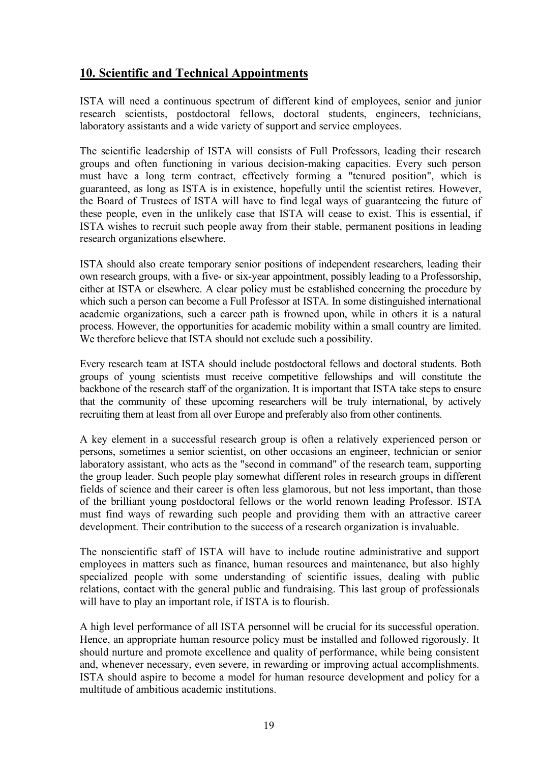## **10. Scientific and Technical Appointments**

ISTA will need a continuous spectrum of different kind of employees, senior and junior research scientists, postdoctoral fellows, doctoral students, engineers, technicians, laboratory assistants and a wide variety of support and service employees.

The scientific leadership of ISTA will consists of Full Professors, leading their research groups and often functioning in various decision-making capacities. Every such person must have a long term contract, effectively forming a "tenured position", which is guaranteed, as long as ISTA is in existence, hopefully until the scientist retires. However, the Board of Trustees of ISTA will have to find legal ways of guaranteeing the future of these people, even in the unlikely case that ISTA will cease to exist. This is essential, if ISTA wishes to recruit such people away from their stable, permanent positions in leading research organizations elsewhere.

ISTA should also create temporary senior positions of independent researchers, leading their own research groups, with a five- or six-year appointment, possibly leading to a Professorship, either at ISTA or elsewhere. A clear policy must be established concerning the procedure by which such a person can become a Full Professor at ISTA. In some distinguished international academic organizations, such a career path is frowned upon, while in others it is a natural process. However, the opportunities for academic mobility within a small country are limited. We therefore believe that ISTA should not exclude such a possibility.

Every research team at ISTA should include postdoctoral fellows and doctoral students. Both groups of young scientists must receive competitive fellowships and will constitute the backbone of the research staff of the organization. It is important that ISTA take steps to ensure that the community of these upcoming researchers will be truly international, by actively recruiting them at least from all over Europe and preferably also from other continents.

A key element in a successful research group is often a relatively experienced person or persons, sometimes a senior scientist, on other occasions an engineer, technician or senior laboratory assistant, who acts as the "second in command" of the research team, supporting the group leader. Such people play somewhat different roles in research groups in different fields of science and their career is often less glamorous, but not less important, than those of the brilliant young postdoctoral fellows or the world renown leading Professor. ISTA must find ways of rewarding such people and providing them with an attractive career development. Their contribution to the success of a research organization is invaluable.

The nonscientific staff of ISTA will have to include routine administrative and support employees in matters such as finance, human resources and maintenance, but also highly specialized people with some understanding of scientific issues, dealing with public relations, contact with the general public and fundraising. This last group of professionals will have to play an important role, if ISTA is to flourish.

A high level performance of all ISTA personnel will be crucial for its successful operation. Hence, an appropriate human resource policy must be installed and followed rigorously. It should nurture and promote excellence and quality of performance, while being consistent and, whenever necessary, even severe, in rewarding or improving actual accomplishments. ISTA should aspire to become a model for human resource development and policy for a multitude of ambitious academic institutions.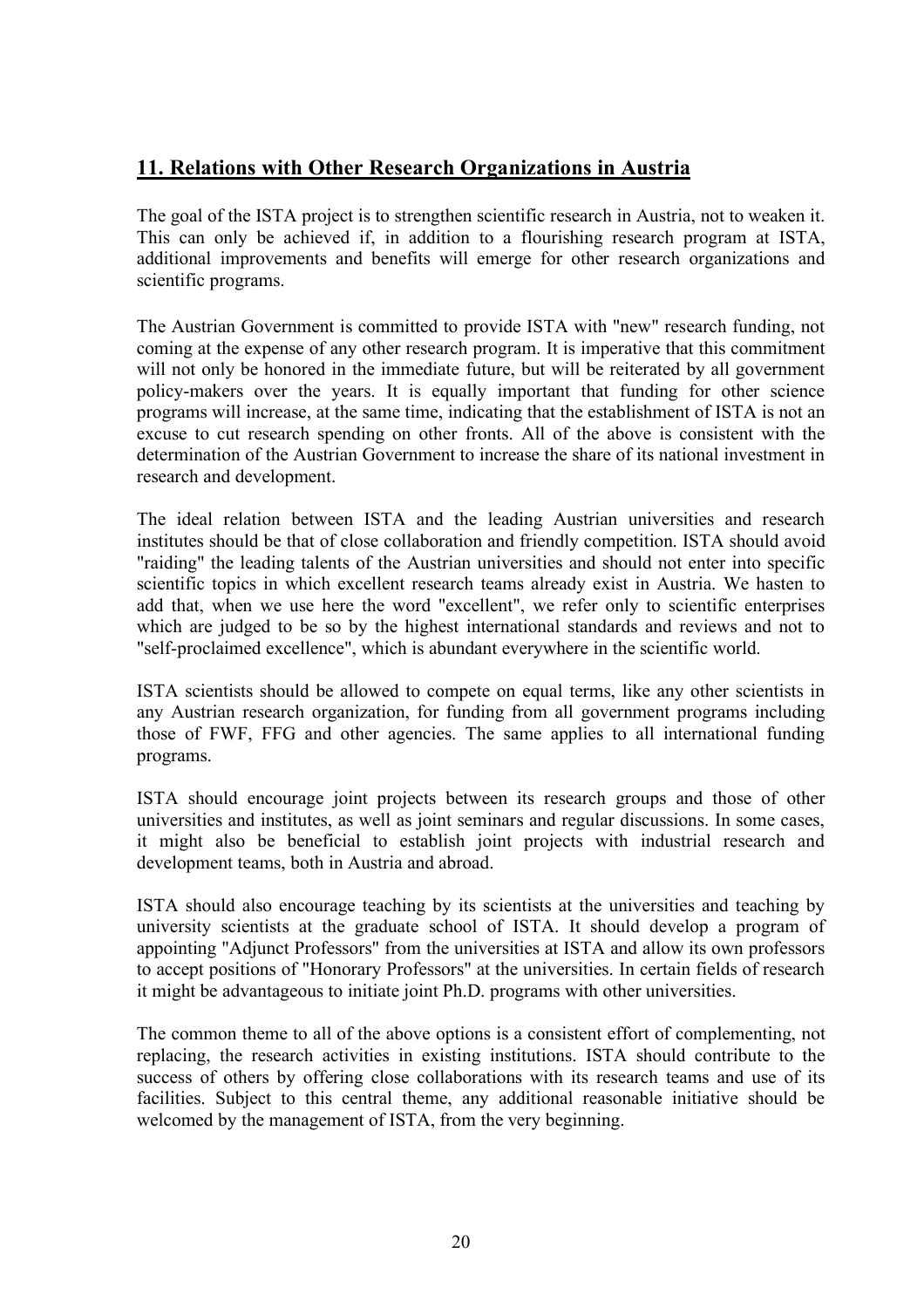## 11. Relations with Other Research Organizations in Austria

The goal of the ISTA project is to strengthen scientific research in Austria, not to weaken it. This can only be achieved if, in addition to a flourishing research program at ISTA, additional improvements and benefits will emerge for other research organizations and scientific programs.

The Austrian Government is committed to provide ISTA with "new" research funding, not coming at the expense of any other research program. It is imperative that this commitment will not only be honored in the immediate future, but will be reiterated by all government policy-makers over the years. It is equally important that funding for other science programs will increase, at the same time, indicating that the establishment of ISTA is not an excuse to cut research spending on other fronts. All of the above is consistent with the determination of the Austrian Government to increase the share of its national investment in research and development.

The ideal relation between ISTA and the leading Austrian universities and research institutes should be that of close collaboration and friendly competition. ISTA should avoid "raiding" the leading talents of the Austrian universities and should not enter into specific scientific topics in which excellent research teams already exist in Austria. We hasten to add that, when we use here the word "excellent", we refer only to scientific enterprises which are judged to be so by the highest international standards and reviews and not to "self-proclaimed excellence", which is abundant everywhere in the scientific world.

ISTA scientists should be allowed to compete on equal terms, like any other scientists in any Austrian research organization, for funding from all government programs including those of FWF, FFG and other agencies. The same applies to all international funding programs.

ISTA should encourage joint projects between its research groups and those of other universities and institutes, as well as joint seminars and regular discussions. In some cases, it might also be beneficial to establish joint projects with industrial research and development teams, both in Austria and abroad.

ISTA should also encourage teaching by its scientists at the universities and teaching by university scientists at the graduate school of ISTA. It should develop a program of appointing "Adjunct Professors" from the universities at ISTA and allow its own professors to accept positions of "Honorary Professors" at the universities. In certain fields of research it might be advantageous to initiate joint Ph.D. programs with other universities.

The common theme to all of the above options is a consistent effort of complementing, not replacing, the research activities in existing institutions. ISTA should contribute to the success of others by offering close collaborations with its research teams and use of its facilities. Subject to this central theme, any additional reasonable initiative should be welcomed by the management of ISTA, from the very beginning.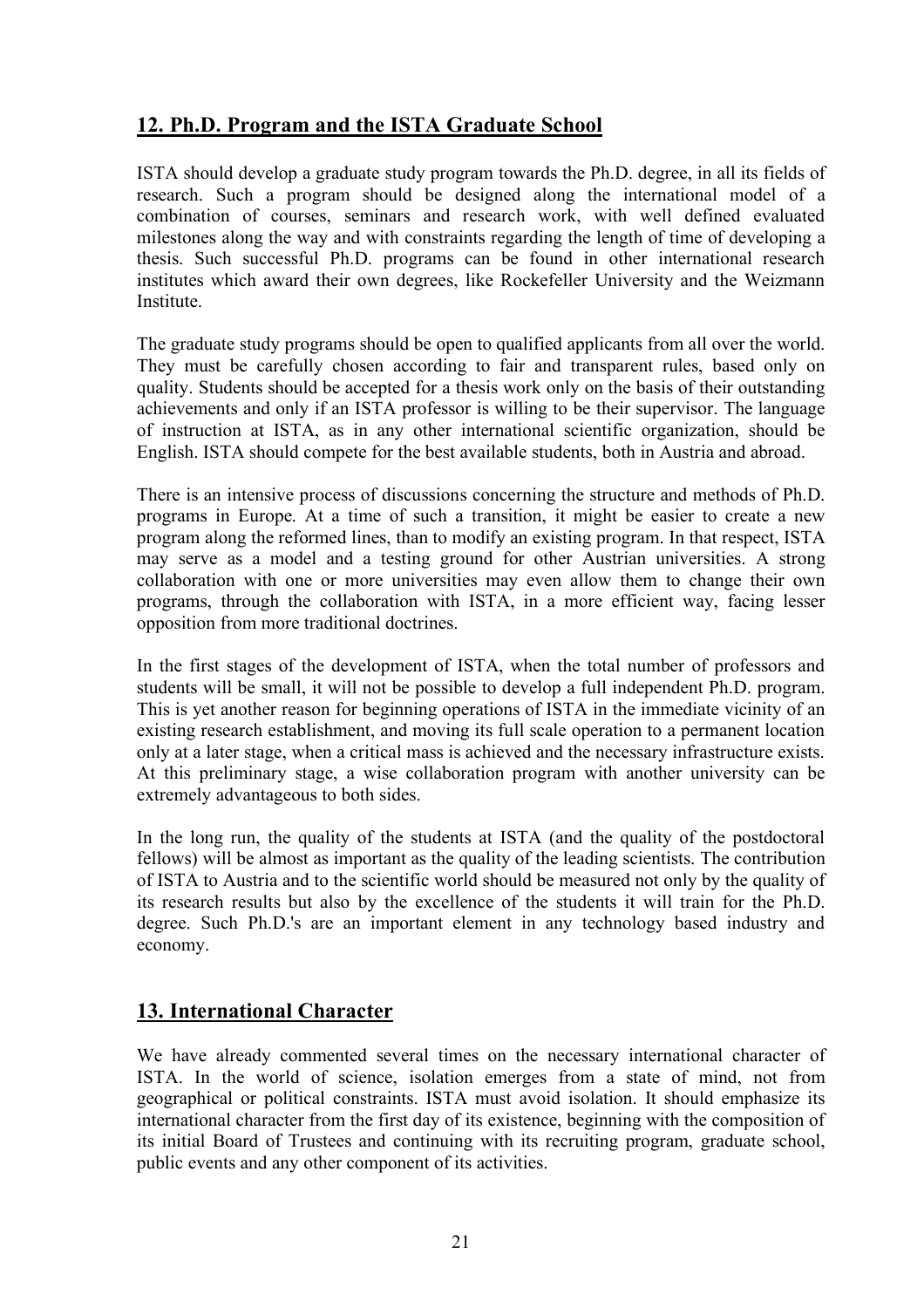## 12. Ph.D. Program and the ISTA Graduate School

ISTA should develop a graduate study program towards the Ph.D. degree, in all its fields of research. Such a program should be designed along the international model of a combination of courses, seminars and research work, with well defined evaluated milestones along the way and with constraints regarding the length of time of developing a thesis. Such successful Ph.D. programs can be found in other international research institutes which award their own degrees, like Rockefeller University and the Weizmann Institute.

The graduate study programs should be open to qualified applicants from all over the world. They must be carefully chosen according to fair and transparent rules, based only on quality. Students should be accepted for a thesis work only on the basis of their outstanding achievements and only if an ISTA professor is willing to be their supervisor. The language of instruction at ISTA, as in any other international scientific organization, should be English. ISTA should compete for the best available students, both in Austria and abroad.

There is an intensive process of discussions concerning the structure and methods of Ph.D. programs in Europe. At a time of such a transition, it might be easier to create a new program along the reformed lines, than to modify an existing program. In that respect, ISTA may serve as a model and a testing ground for other Austrian universities. A strong collaboration with one or more universities may even allow them to change their own programs, through the collaboration with ISTA, in a more efficient way, facing lesser opposition from more traditional doctrines.

In the first stages of the development of ISTA, when the total number of professors and students will be small, it will not be possible to develop a full independent Ph.D. program. This is yet another reason for beginning operations of ISTA in the immediate vicinity of an existing research establishment, and moving its full scale operation to a permanent location only at a later stage, when a critical mass is achieved and the necessary infrastructure exists. At this preliminary stage, a wise collaboration program with another university can be extremely advantageous to both sides.

In the long run, the quality of the students at ISTA (and the quality of the postdoctoral fellows) will be almost as important as the quality of the leading scientists. The contribution of ISTA to Austria and to the scientific world should be measured not only by the quality of its research results but also by the excellence of the students it will train for the Ph.D. degree. Such Ph.D.'s are an important element in any technology based industry and economy.

## 13. International Character

We have already commented several times on the necessary international character of ISTA. In the world of science, isolation emerges from a state of mind, not from geographical or political constraints. ISTA must avoid isolation. It should emphasize its international character from the first day of its existence, beginning with the composition of its initial Board of Trustees and continuing with its recruiting program, graduate school, public events and any other component of its activities.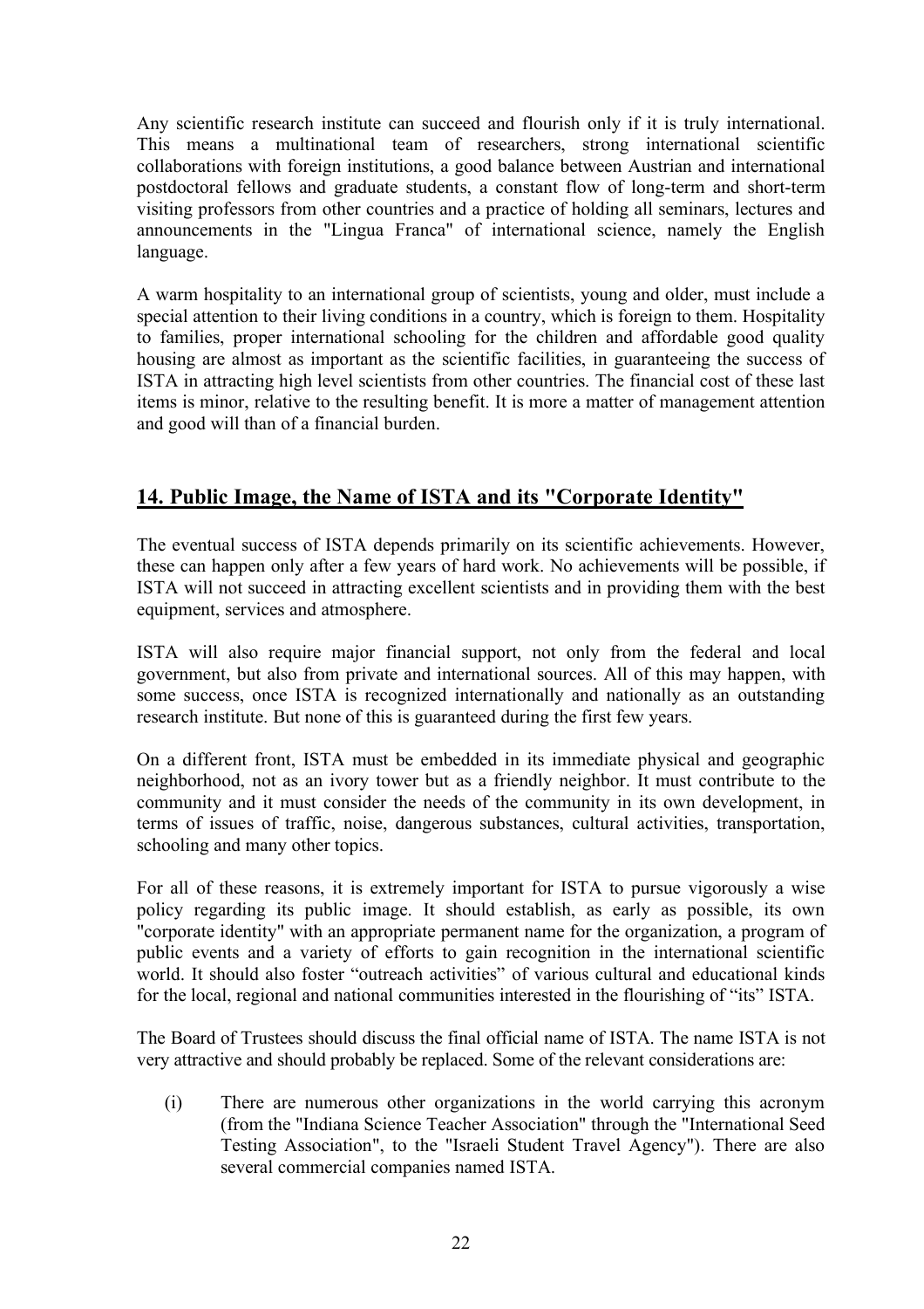Any scientific research institute can succeed and flourish only if it is truly international. This means a multinational team of researchers, strong international scientific collaborations with foreign institutions, a good balance between Austrian and international postdoctoral fellows and graduate students, a constant flow of long-term and short-term visiting professors from other countries and a practice of holding all seminars, lectures and announcements in the "Lingua Franca" of international science, namely the English language.

A warm hospitality to an international group of scientists, young and older, must include a special attention to their living conditions in a country, which is foreign to them. Hospitality to families, proper international schooling for the children and affordable good quality housing are almost as important as the scientific facilities, in guaranteeing the success of ISTA in attracting high level scientists from other countries. The financial cost of these last items is minor, relative to the resulting benefit. It is more a matter of management attention and good will than of a financial burden.

## 14. Public Image, the Name of ISTA and its "Corporate Identity"

The eventual success of ISTA depends primarily on its scientific achievements. However, these can happen only after a few years of hard work. No achievements will be possible, if ISTA will not succeed in attracting excellent scientists and in providing them with the best equipment, services and atmosphere.

ISTA will also require major financial support, not only from the federal and local government, but also from private and international sources. All of this may happen, with some success, once ISTA is recognized internationally and nationally as an outstanding research institute. But none of this is guaranteed during the first few years.

On a different front, ISTA must be embedded in its immediate physical and geographic neighborhood, not as an ivory tower but as a friendly neighbor. It must contribute to the community and it must consider the needs of the community in its own development, in terms of issues of traffic, noise, dangerous substances, cultural activities, transportation, schooling and many other topics.

For all of these reasons, it is extremely important for ISTA to pursue vigorously a wise policy regarding its public image. It should establish, as early as possible, its own "corporate identity" with an appropriate permanent name for the organization, a program of public events and a variety of efforts to gain recognition in the international scientific world. It should also foster "outreach activities" of various cultural and educational kinds for the local, regional and national communities interested in the flourishing of "its" ISTA.

The Board of Trustees should discuss the final official name of ISTA. The name ISTA is not very attractive and should probably be replaced. Some of the relevant considerations are:

(i) There are numerous other organizations in the world carrying this acronym (from the "Indiana Science Teacher Association" through the "International Seed Testing Association", to the "Israeli Student Travel Agency"). There are also several commercial companies named ISTA.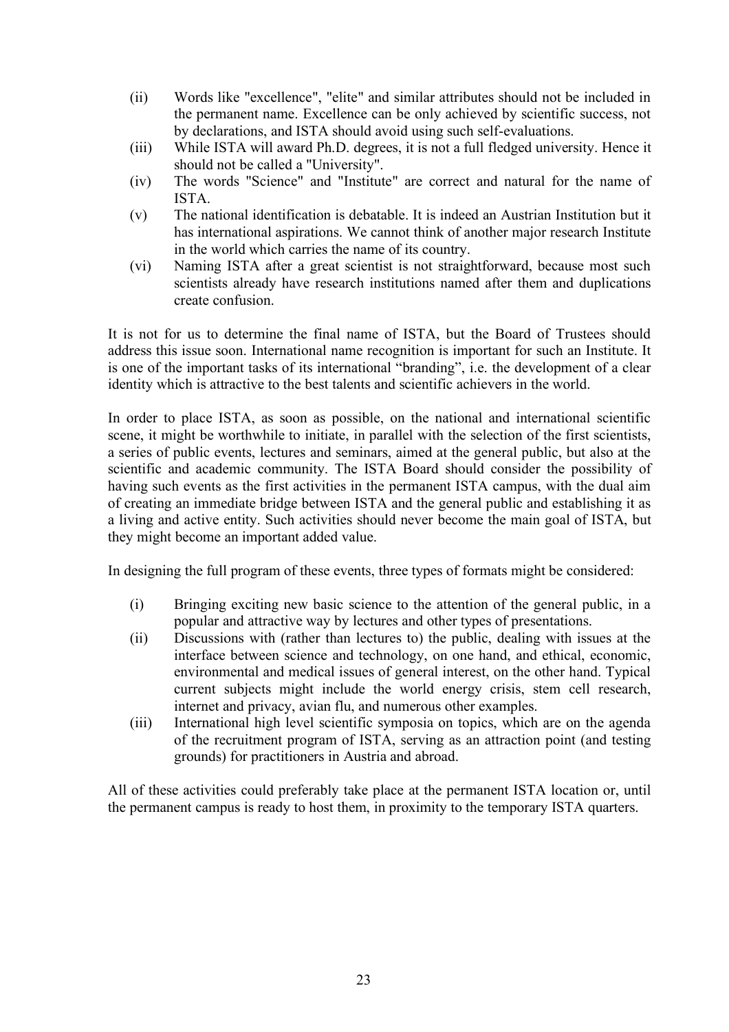(ii) Words like "excellence", "elite" and similar attributes should not be included in the permanent name. Excellence can be only achieved by scientific success, not by declarations, and ISTA should avoid using such self-evaluations.

(iii) While ISTA will award Ph.D. degrees, it is not a full fledged university. Hence it should not be called a "University".

(iv) The words "Science" and "Institute" are correct and natural for the name of ISTA.

(v) The national identification is debatable. It is indeed an Austrian Institution but it has international aspirations. We cannot think of another major research Institute in the world which carries the name of its country.

(vi) Naming ISTA after a great scientist is not straightforward, because most such scientists already have research institutions named after them and duplications create confusion.

It is not for us to determine the final name of ISTA, but the Board of Trustees should address this issue soon. International name recognition is important for such an Institute. It is one of the important tasks of its international "branding", i.e. the development of a clear identity which is attractive to the best talents and scientific achievers in the world.

In order to place ISTA, as soon as possible, on the national and international scientific scene, it might be worthwhile to initiate, in parallel with the selection of the first scientists, a series of public events, lectures and seminars, aimed at the general public, but also at the scientific and academic community. The ISTA Board should consider the possibility of having such events as the first activities in the permanent ISTA campus, with the dual aim of creating an immediate bridge between ISTA and the general public and establishing it as a living and active entity. Such activities should never become the main goal of ISTA, but they might become an important added value.

In designing the full program of these events, three types of formats might be considered:

(i) Bringing exciting new basic science to the attention of the general public, in a popular and attractive way by lectures and other types of presentations.

(ii) Discussions with (rather than lectures to) the public, dealing with issues at the interface between science and technology, on one hand, and ethical, economic, environmental and medical issues of general interest, on the other hand. Typical current subjects might include the world energy crisis, stem cell research, internet and privacy, avian flu, and numerous other examples.

(iii) International high level scientific symposia on topics, which are on the agenda of the recruitment program of ISTA, serving as an attraction point (and testing grounds) for practitioners in Austria and abroad.

All of these activities could preferably take place at the permanent ISTA location or, until the permanent campus is ready to host them, in proximity to the temporary ISTA quarters.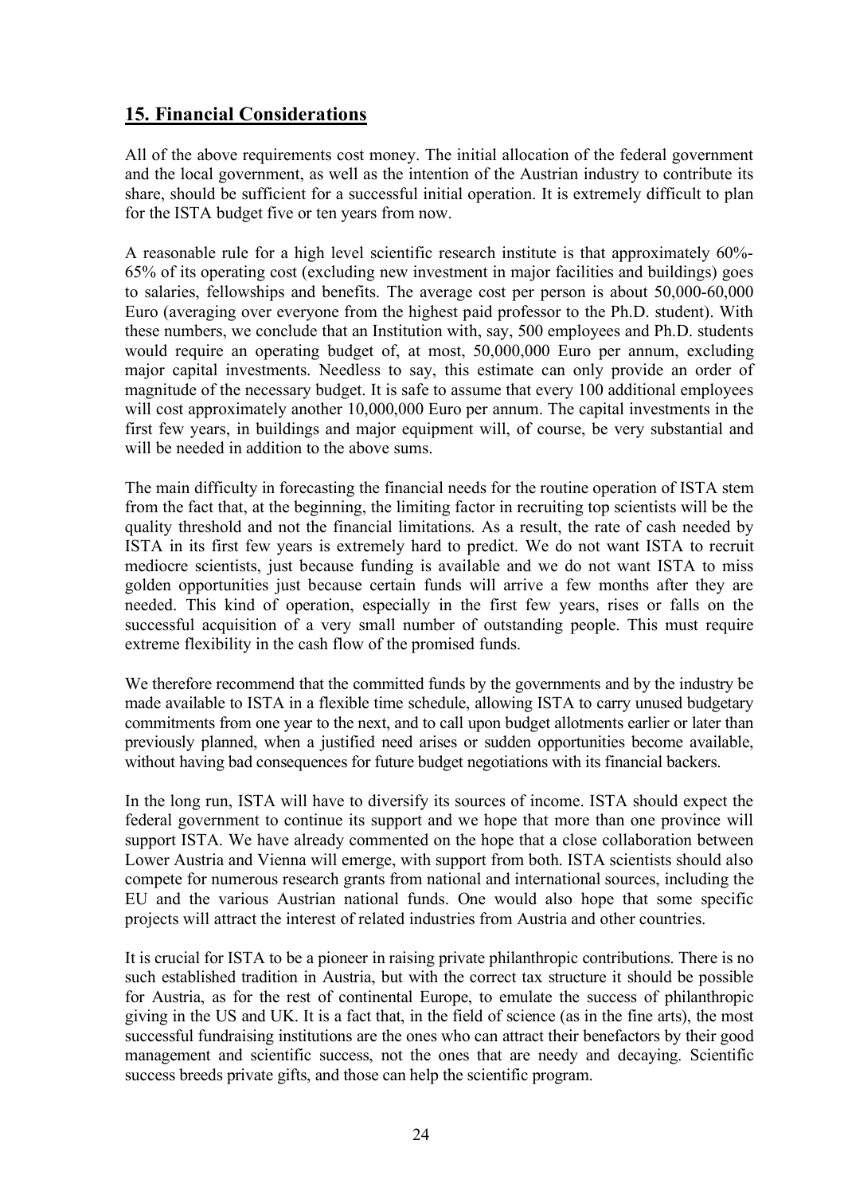## 15. Financial Considerations

All of the above requirements cost money. The initial allocation of the federal government and the local government, as well as the intention of the Austrian industry to contribute its share, should be sufficient for a successful initial operation. It is extremely difficult to plan for the ISTA budget five or ten years from now.

A reasonable rule for a high level scientific research institute is that approximately 60%-65% of its operating cost (excluding new investment in major facilities and buildings) goes to salaries, fellowships and benefits. The average cost per person is about 50,000-60,000 Euro (averaging over everyone from the highest paid professor to the Ph.D. student). With these numbers, we conclude that an Institution with, say, 500 employees and Ph.D. students would require an operating budget of, at most, 50,000,000 Euro per annum, excluding major capital investments. Needless to say, this estimate can only provide an order of magnitude of the necessary budget. It is safe to assume that every 100 additional employees will cost approximately another 10,000,000 Euro per annum. The capital investments in the first few years, in buildings and major equipment will, of course, be very substantial and will be needed in addition to the above sums.

The main difficulty in forecasting the financial needs for the routine operation of ISTA stem from the fact that, at the beginning, the limiting factor in recruiting top scientists will be the quality threshold and not the financial limitations. As a result, the rate of cash needed by ISTA in its first few years is extremely hard to predict. We do not want ISTA to recruit mediocre scientists, just because funding is available and we do not want ISTA to miss golden opportunities just because certain funds will arrive a few months after they are needed. This kind of operation, especially in the first few years, rises or falls on the successful acquisition of a very small number of outstanding people. This must require extreme flexibility in the cash flow of the promised funds.

We therefore recommend that the committed funds by the governments and by the industry be made available to ISTA in a flexible time schedule, allowing ISTA to carry unused budgetary commitments from one year to the next, and to call upon budget allotments earlier or later than previously planned, when a justified need arises or sudden opportunities become available, without having bad consequences for future budget negotiations with its financial backers.

In the long run, ISTA will have to diversify its sources of income. ISTA should expect the federal government to continue its support and we hope that more than one province will support ISTA. We have already commented on the hope that a close collaboration between Lower Austria and Vienna will emerge, with support from both. ISTA scientists should also compete for numerous research grants from national and international sources, including the EU and the various Austrian national funds. One would also hope that some specific projects will attract the interest of related industries from Austria and other countries.

It is crucial for ISTA to be a pioneer in raising private philanthropic contributions. There is no such established tradition in Austria, but with the correct tax structure it should be possible for Austria, as for the rest of continental Europe, to emulate the success of philanthropic giving in the US and UK. It is a fact that, in the field of science (as in the fine arts), the most successful fundraising institutions are the ones who can attract their benefactors by their good management and scientific success, not the ones that are needy and decaying. Scientific success breeds private gifts, and those can help the scientific program.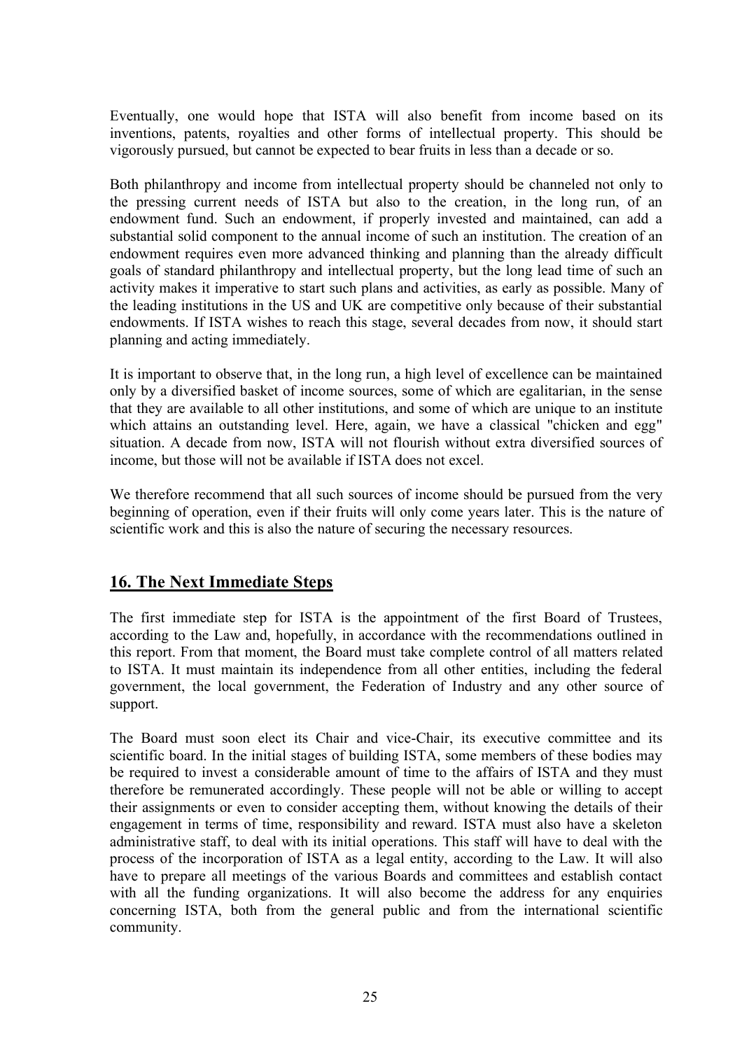Eventually, one would hope that ISTA will also benefit from income based on its inventions, patents, royalties and other forms of intellectual property. This should be vigorously pursued, but cannot be expected to bear fruits in less than a decade or so.

Both philanthropy and income from intellectual property should be channeled not only to the pressing current needs of ISTA but also to the creation, in the long run, of an endowment fund. Such an endowment, if properly invested and maintained, can add a substantial solid component to the annual income of such an institution. The creation of an endowment requires even more advanced thinking and planning than the already difficult goals of standard philanthropy and intellectual property, but the long lead time of such an activity makes it imperative to start such plans and activities, as early as possible. Many of the leading institutions in the US and UK are competitive only because of their substantial endowments. If ISTA wishes to reach this stage, several decades from now, it should start planning and acting immediately.

It is important to observe that, in the long run, a high level of excellence can be maintained only by a diversified basket of income sources, some of which are egalitarian, in the sense that they are available to all other institutions, and some of which are unique to an institute which attains an outstanding level. Here, again, we have a classical "chicken and egg" situation. A decade from now, ISTA will not flourish without extra diversified sources of income, but those will not be available if ISTA does not excel.

We therefore recommend that all such sources of income should be pursued from the very beginning of operation, even if their fruits will only come years later. This is the nature of scientific work and this is also the nature of securing the necessary resources.

## 16. The Next Immediate Steps

The first immediate step for ISTA is the appointment of the first Board of Trustees, according to the Law and, hopefully, in accordance with the recommendations outlined in this report. From that moment, the Board must take complete control of all matters related to ISTA. It must maintain its independence from all other entities, including the federal government, the local government, the Federation of Industry and any other source of support.

The Board must soon elect its Chair and vice-Chair, its executive committee and its scientific board. In the initial stages of building ISTA, some members of these bodies may be required to invest a considerable amount of time to the affairs of ISTA and they must therefore be remunerated accordingly. These people will not be able or willing to accept their assignments or even to consider accepting them, without knowing the details of their engagement in terms of time, responsibility and reward. ISTA must also have a skeleton administrative staff, to deal with its initial operations. This staff will have to deal with the process of the incorporation of ISTA as a legal entity, according to the Law. It will also have to prepare all meetings of the various Boards and committees and establish contact with all the funding organizations. It will also become the address for any enquiries concerning ISTA, both from the general public and from the international scientific community.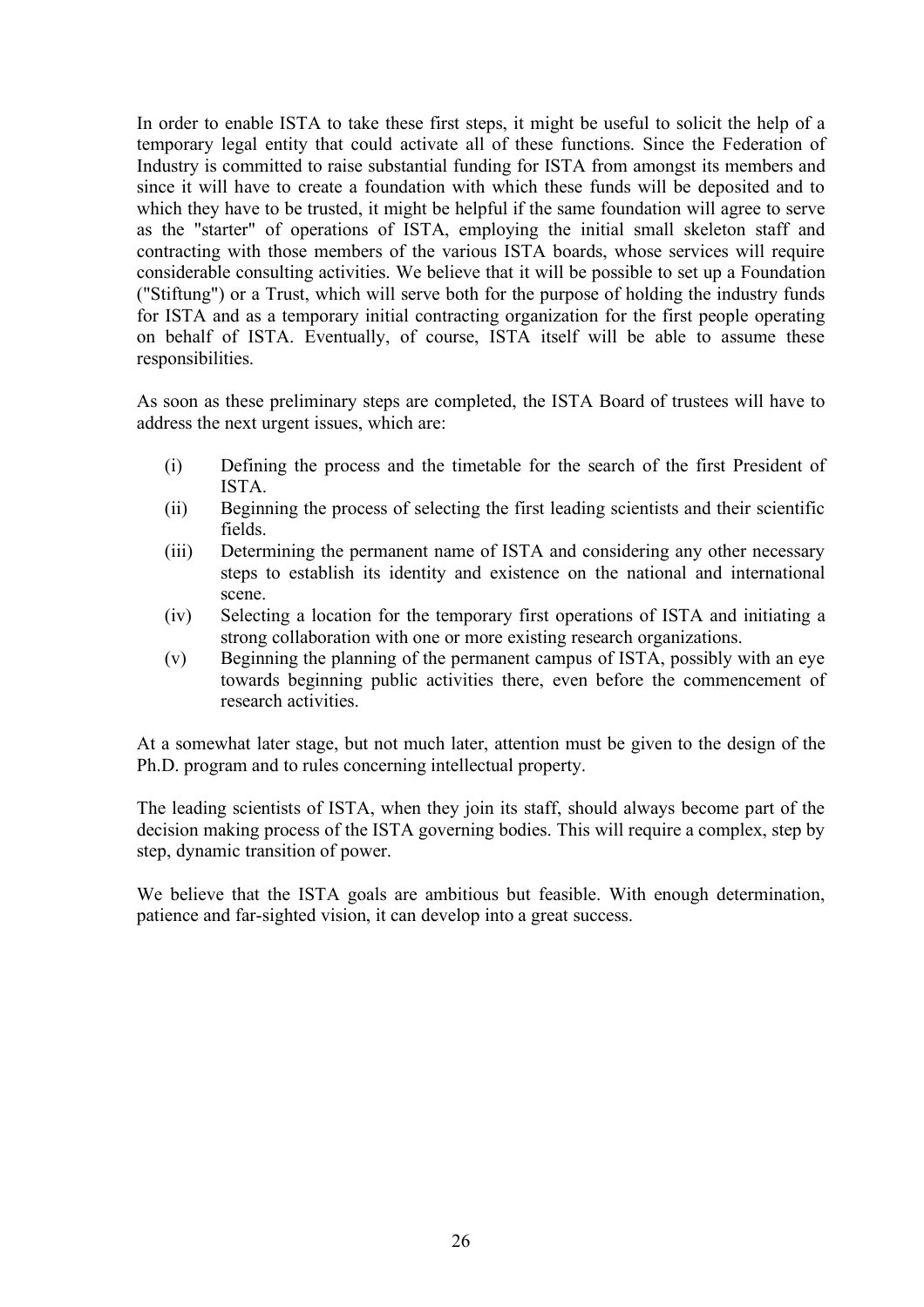In order to enable ISTA to take these first steps, it might be useful to solicit the help of a temporary legal entity that could activate all of these functions. Since the Federation of Industry is committed to raise substantial funding for ISTA from amongst its members and since it will have to create a foundation with which these funds will be deposited and to which they have to be trusted, it might be helpful if the same foundation will agree to serve as the "starter" of operations of ISTA, employing the initial small skeleton staff and contracting with those members of the various ISTA boards, whose services will require considerable consulting activities. We believe that it will be possible to set up a Foundation ("Stiftung") or a Trust, which will serve both for the purpose of holding the industry funds for ISTA and as a temporary initial contracting organization for the first people operating on behalf of ISTA. Eventually, of course, ISTA itself will be able to assume these responsibilities.

As soon as these preliminary steps are completed, the ISTA Board of trustees will have to address the next urgent issues, which are:

- (i) Defining the process and the timetable for the search of the first President of ISTA.
- (ii) Beginning the process of selecting the first leading scientists and their scientific fields.
- (iii) Determining the permanent name of ISTA and considering any other necessary steps to establish its identity and existence on the national and international scene.
- (iv) Selecting a location for the temporary first operations of ISTA and initiating a strong collaboration with one or more existing research organizations.
- (v) Beginning the planning of the permanent campus of ISTA, possibly with an eye towards beginning public activities there, even before the commencement of research activities.

At a somewhat later stage, but not much later, attention must be given to the design of the Ph.D. program and to rules concerning intellectual property.

The leading scientists of ISTA, when they join its staff, should always become part of the decision making process of the ISTA governing bodies. This will require a complex, step by step, dynamic transition of power.

We believe that the ISTA goals are ambitious but feasible. With enough determination, patience and far-sighted vision, it can develop into a great success.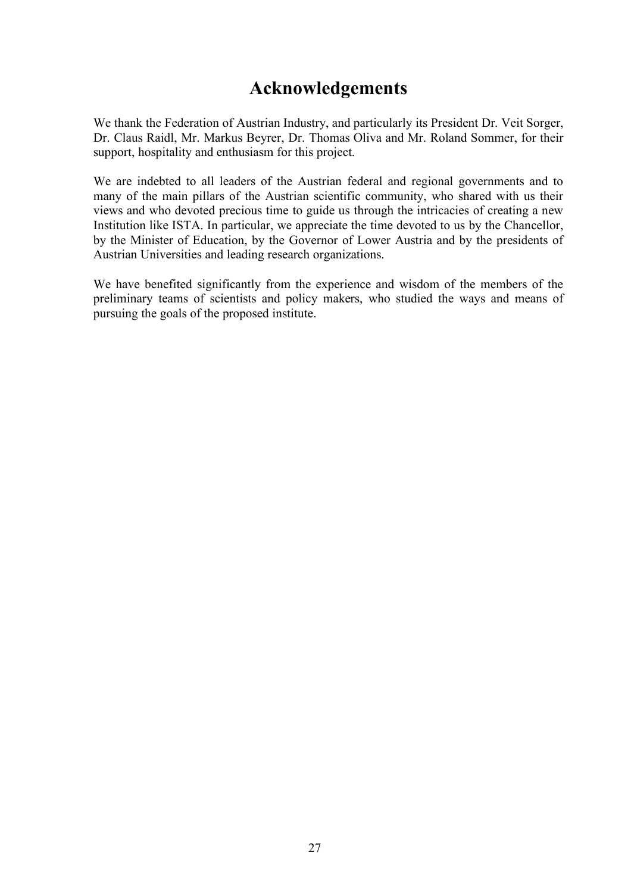# Acknowledgements

We thank the Federation of Austrian Industry, and particularly its President Dr. Veit Sorger, Dr. Claus Raidl, Mr. Markus Beyrer, Dr. Thomas Oliva and Mr. Roland Sommer, for their support, hospitality and enthusiasm for this project.

We are indebted to all leaders of the Austrian federal and regional governments and to many of the main pillars of the Austrian scientific community, who shared with us their views and who devoted precious time to guide us through the intricacies of creating a new Institution like ISTA. In particular, we appreciate the time devoted to us by the Chancellor, by the Minister of Education, by the Governor of Lower Austria and by the presidents of Austrian Universities and leading research organizations.

We have benefited significantly from the experience and wisdom of the members of the preliminary teams of scientists and policy makers, who studied the ways and means of pursuing the goals of the proposed institute.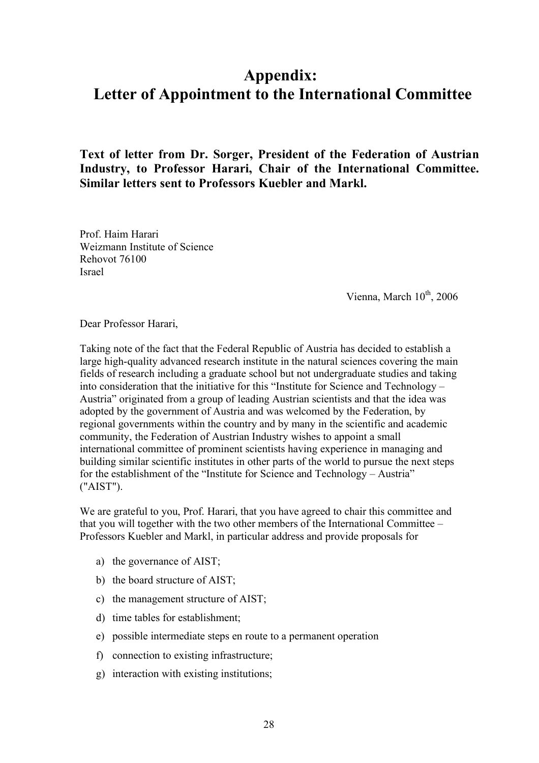# Appendix:
# Letter of Appointment to the International Committee

**Text of letter from Dr. Sorger, President of the Federation of Austrian Industry, to Professor Harari, Chair of the International Committee. Similar letters sent to Professors Kuebler and Markl.**

Prof. Haim Harari
Weizmann Institute of Science
Rehovot 76100
Israel

Vienna, March 10th, 2006

Dear Professor Harari,

Taking note of the fact that the Federal Republic of Austria has decided to establish a large high-quality advanced research institute in the natural sciences covering the main fields of research including a graduate school but not undergraduate studies and taking into consideration that the initiative for this "Institute for Science and Technology – Austria" originated from a group of leading Austrian scientists and that the idea was adopted by the government of Austria and was welcomed by the Federation, by regional governments within the country and by many in the scientific and academic community, the Federation of Austrian Industry wishes to appoint a small international committee of prominent scientists having experience in managing and building similar scientific institutes in other parts of the world to pursue the next steps for the establishment of the "Institute for Science and Technology – Austria" ("AIST").

We are grateful to you, Prof. Harari, that you have agreed to chair this committee and that you will together with the two other members of the International Committee – Professors Kuebler and Markl, in particular address and provide proposals for

a) the governance of AIST;
b) the board structure of AIST;
c) the management structure of AIST;
d) time tables for establishment;
e) possible intermediate steps en route to a permanent operation
f) connection to existing infrastructure;
g) interaction with existing institutions;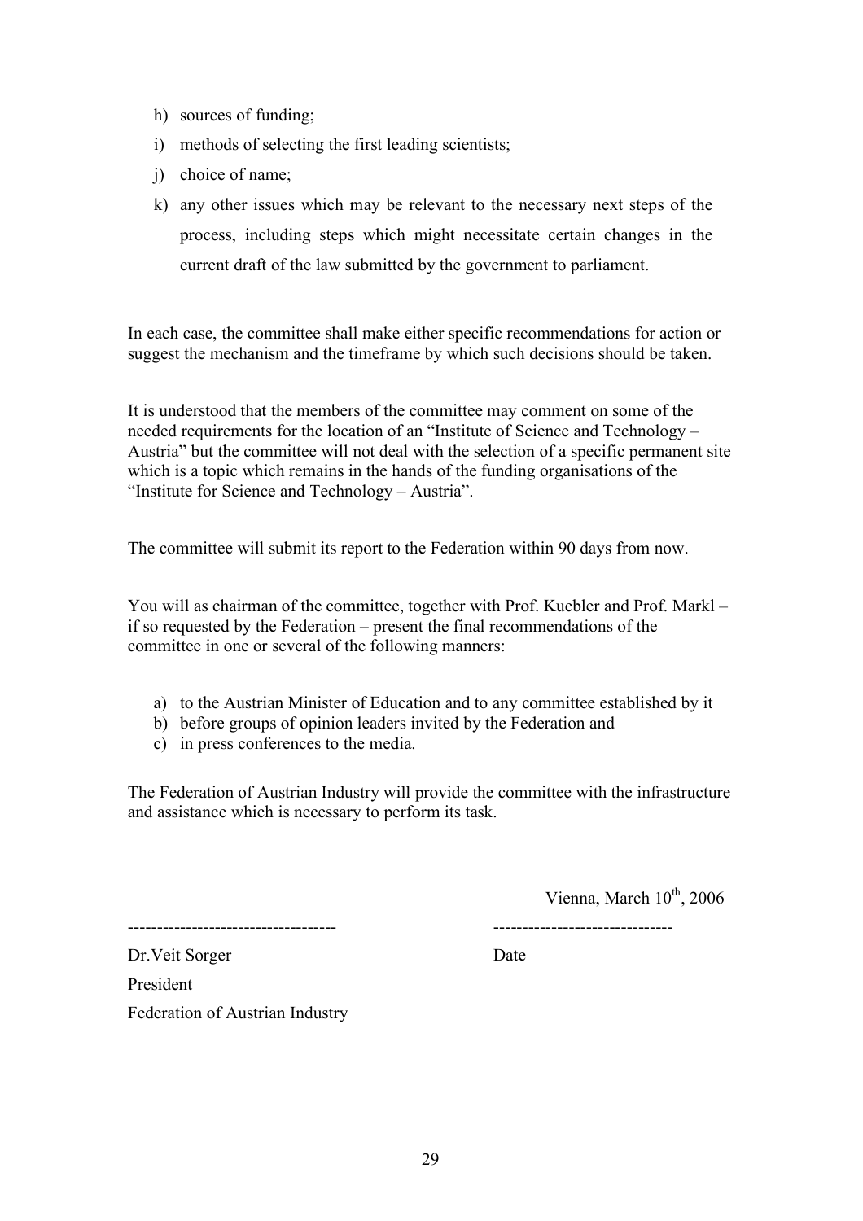h) sources of funding;
i) methods of selecting the first leading scientists;
j) choice of name;
k) any other issues which may be relevant to the necessary next steps of the process, including steps which might necessitate certain changes in the current draft of the law submitted by the government to parliament.

In each case, the committee shall make either specific recommendations for action or suggest the mechanism and the timeframe by which such decisions should be taken.

It is understood that the members of the committee may comment on some of the needed requirements for the location of an "Institute of Science and Technology – Austria" but the committee will not deal with the selection of a specific permanent site which is a topic which remains in the hands of the funding organisations of the "Institute for Science and Technology – Austria".

The committee will submit its report to the Federation within 90 days from now.

You will as chairman of the committee, together with Prof. Kuebler and Prof. Markl – if so requested by the Federation – present the final recommendations of the committee in one or several of the following manners:

a) to the Austrian Minister of Education and to any committee established by it
b) before groups of opinion leaders invited by the Federation and
c) in press conferences to the media.

The Federation of Austrian Industry will provide the committee with the infrastructure and assistance which is necessary to perform its task.

Vienna, March 10th, 2006

------------------------------------ -------------------------------

Dr.Veit Sorger Date

President

Federation of Austrian Industry